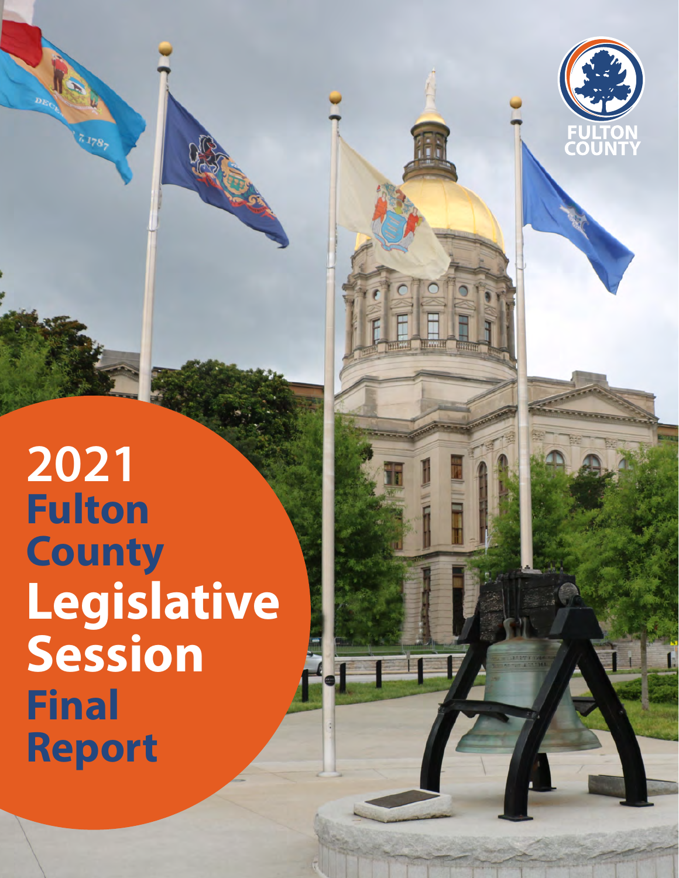FULTON COUNTY

# 2021 Fulton County Legislative Session Final Report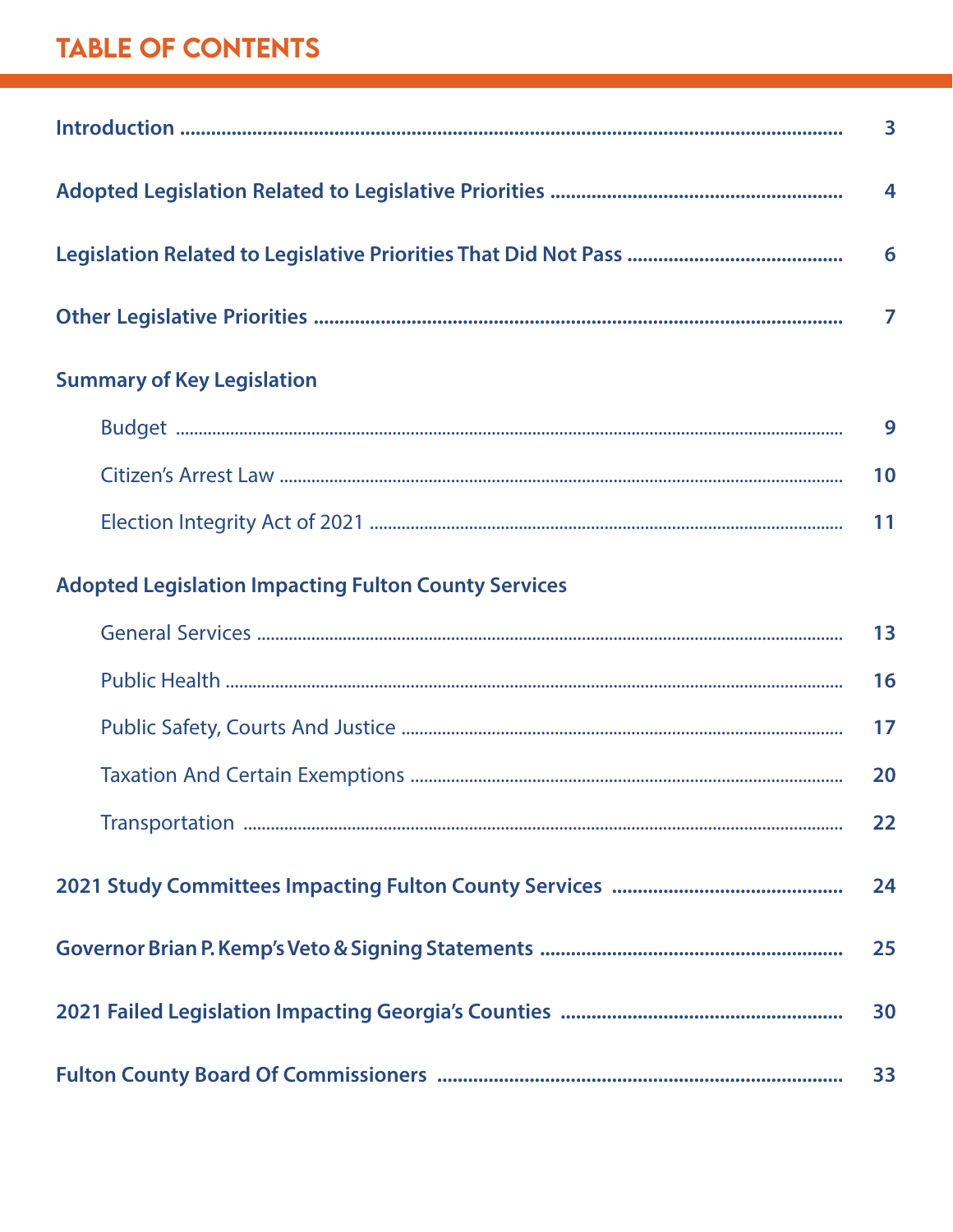# TABLE OF CONTENTS

**Introduction** ..................................................... 3

**Adopted Legislation Related to Legislative Priorities** ..................................................... 4

**Legislation Related to Legislative Priorities That Did Not Pass** ..................................................... 6

**Other Legislative Priorities** ..................................................... 7

**Summary of Key Legislation**

- Budget ..................................................... 9
- Citizen's Arrest Law ..................................................... 10
- Election Integrity Act of 2021 ..................................................... 11

**Adopted Legislation Impacting Fulton County Services**

- General Services ..................................................... 13
- Public Health ..................................................... 16
- Public Safety, Courts And Justice ..................................................... 17
- Taxation And Certain Exemptions ..................................................... 20
- Transportation ..................................................... 22

**2021 Study Committees Impacting Fulton County Services** ..................................................... 24

**Governor Brian P. Kemp's Veto & Signing Statements** ..................................................... 25

**2021 Failed Legislation Impacting Georgia's Counties** ..................................................... 30

**Fulton County Board Of Commissioners** ..................................................... 33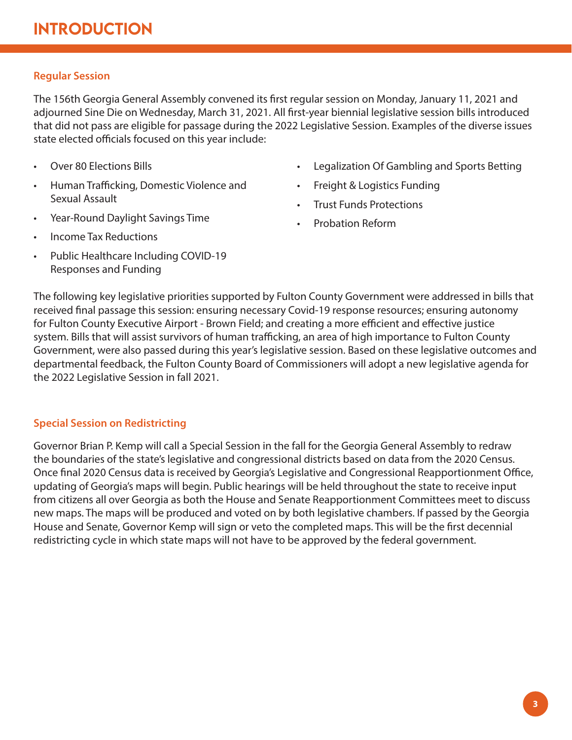# INTRODUCTION

## Regular Session

The 156th Georgia General Assembly convened its first regular session on Monday, January 11, 2021 and adjourned Sine Die on Wednesday, March 31, 2021. All first-year biennial legislative session bills introduced that did not pass are eligible for passage during the 2022 Legislative Session. Examples of the diverse issues state elected officials focused on this year include:

- Over 80 Elections Bills
- Human Trafficking, Domestic Violence and Sexual Assault
- Year-Round Daylight Savings Time
- Income Tax Reductions
- Public Healthcare Including COVID-19 Responses and Funding
- Legalization Of Gambling and Sports Betting
- Freight & Logistics Funding
- Trust Funds Protections
- Probation Reform

The following key legislative priorities supported by Fulton County Government were addressed in bills that received final passage this session: ensuring necessary Covid-19 response resources; ensuring autonomy for Fulton County Executive Airport - Brown Field; and creating a more efficient and effective justice system. Bills that will assist survivors of human trafficking, an area of high importance to Fulton County Government, were also passed during this year's legislative session. Based on these legislative outcomes and departmental feedback, the Fulton County Board of Commissioners will adopt a new legislative agenda for the 2022 Legislative Session in fall 2021.

## Special Session on Redistricting

Governor Brian P. Kemp will call a Special Session in the fall for the Georgia General Assembly to redraw the boundaries of the state's legislative and congressional districts based on data from the 2020 Census. Once final 2020 Census data is received by Georgia's Legislative and Congressional Reapportionment Office, updating of Georgia's maps will begin. Public hearings will be held throughout the state to receive input from citizens all over Georgia as both the House and Senate Reapportionment Committees meet to discuss new maps. The maps will be produced and voted on by both legislative chambers. If passed by the Georgia House and Senate, Governor Kemp will sign or veto the completed maps. This will be the first decennial redistricting cycle in which state maps will not have to be approved by the federal government.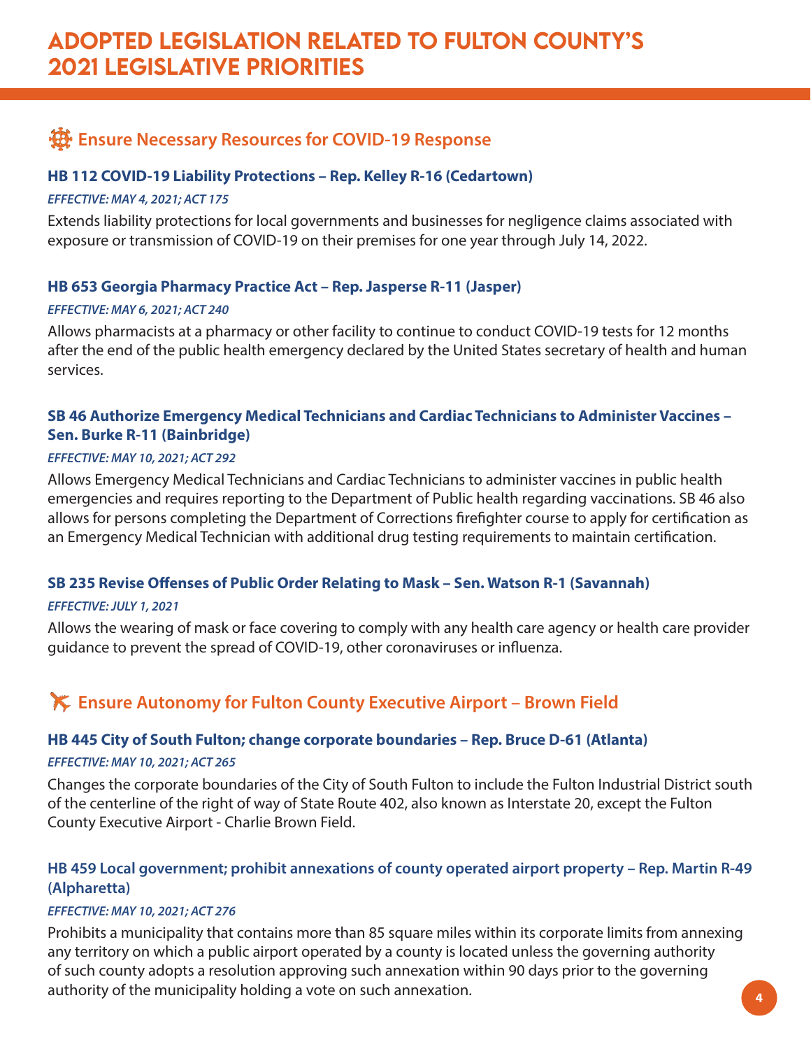# ADOPTED LEGISLATION RELATED TO FULTON COUNTY'S 2021 LEGISLATIVE PRIORITIES

## Ensure Necessary Resources for COVID-19 Response

### HB 112 COVID-19 Liability Protections – Rep. Kelley R-16 (Cedartown)

*EFFECTIVE: MAY 4, 2021; ACT 175*

Extends liability protections for local governments and businesses for negligence claims associated with exposure or transmission of COVID-19 on their premises for one year through July 14, 2022.

### HB 653 Georgia Pharmacy Practice Act – Rep. Jasperse R-11 (Jasper)

*EFFECTIVE: MAY 6, 2021; ACT 240*

Allows pharmacists at a pharmacy or other facility to continue to conduct COVID-19 tests for 12 months after the end of the public health emergency declared by the United States secretary of health and human services.

### SB 46 Authorize Emergency Medical Technicians and Cardiac Technicians to Administer Vaccines – Sen. Burke R-11 (Bainbridge)

*EFFECTIVE: MAY 10, 2021; ACT 292*

Allows Emergency Medical Technicians and Cardiac Technicians to administer vaccines in public health emergencies and requires reporting to the Department of Public health regarding vaccinations. SB 46 also allows for persons completing the Department of Corrections firefighter course to apply for certification as an Emergency Medical Technician with additional drug testing requirements to maintain certification.

### SB 235 Revise Offenses of Public Order Relating to Mask – Sen. Watson R-1 (Savannah)

*EFFECTIVE: JULY 1, 2021*

Allows the wearing of mask or face covering to comply with any health care agency or health care provider guidance to prevent the spread of COVID-19, other coronaviruses or influenza.

## Ensure Autonomy for Fulton County Executive Airport – Brown Field

### HB 445 City of South Fulton; change corporate boundaries – Rep. Bruce D-61 (Atlanta)

*EFFECTIVE: MAY 10, 2021; ACT 265*

Changes the corporate boundaries of the City of South Fulton to include the Fulton Industrial District south of the centerline of the right of way of State Route 402, also known as Interstate 20, except the Fulton County Executive Airport - Charlie Brown Field.

### HB 459 Local government; prohibit annexations of county operated airport property – Rep. Martin R-49 (Alpharetta)

*EFFECTIVE: MAY 10, 2021; ACT 276*

Prohibits a municipality that contains more than 85 square miles within its corporate limits from annexing any territory on which a public airport operated by a county is located unless the governing authority of such county adopts a resolution approving such annexation within 90 days prior to the governing authority of the municipality holding a vote on such annexation.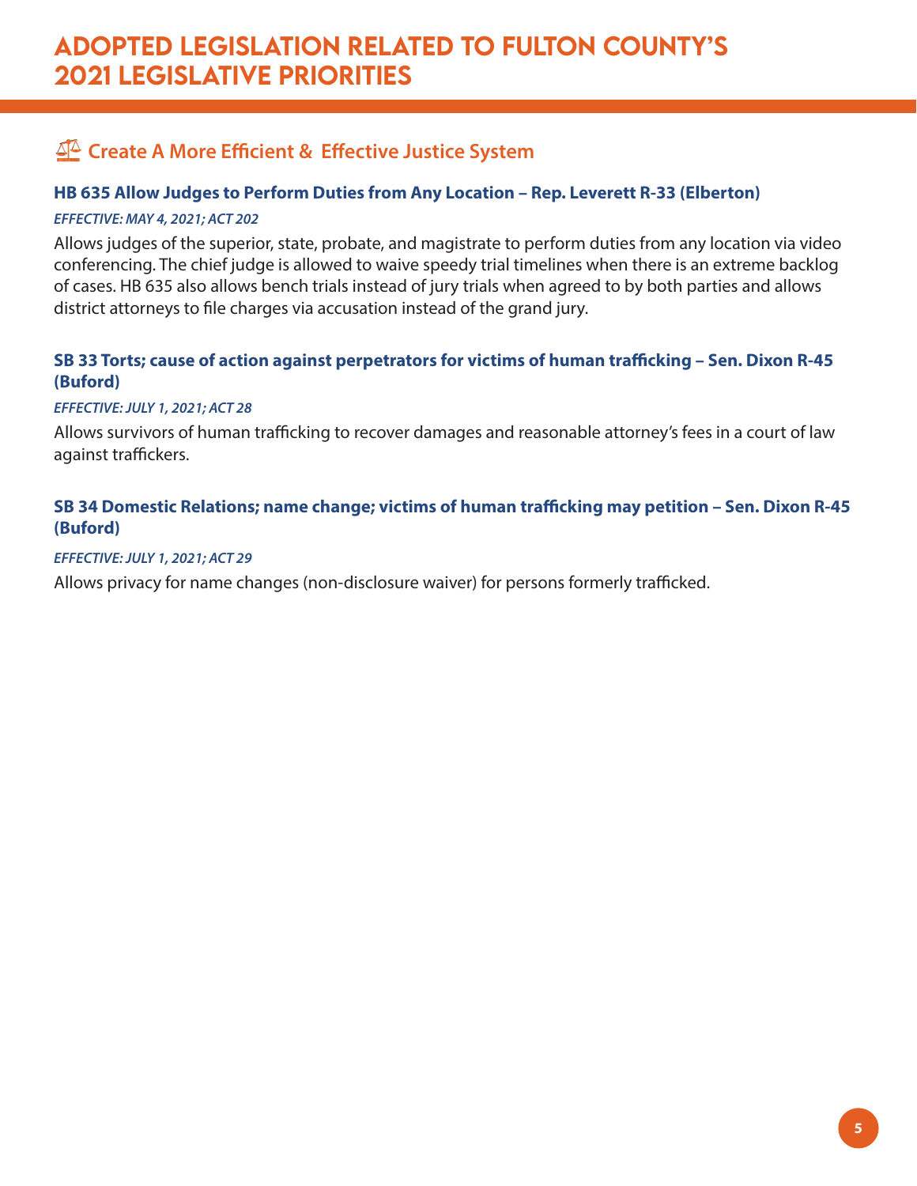# ADOPTED LEGISLATION RELATED TO FULTON COUNTY'S 2021 LEGISLATIVE PRIORITIES

## ⚖ Create A More Efficient & Effective Justice System

### HB 635 Allow Judges to Perform Duties from Any Location – Rep. Leverett R-33 (Elberton)

***EFFECTIVE: MAY 4, 2021; ACT 202***

Allows judges of the superior, state, probate, and magistrate to perform duties from any location via video conferencing. The chief judge is allowed to waive speedy trial timelines when there is an extreme backlog of cases. HB 635 also allows bench trials instead of jury trials when agreed to by both parties and allows district attorneys to file charges via accusation instead of the grand jury.

### SB 33 Torts; cause of action against perpetrators for victims of human trafficking – Sen. Dixon R-45 (Buford)

***EFFECTIVE: JULY 1, 2021; ACT 28***

Allows survivors of human trafficking to recover damages and reasonable attorney's fees in a court of law against traffickers.

### SB 34 Domestic Relations; name change; victims of human trafficking may petition – Sen. Dixon R-45 (Buford)

***EFFECTIVE: JULY 1, 2021; ACT 29***

Allows privacy for name changes (non-disclosure waiver) for persons formerly trafficked.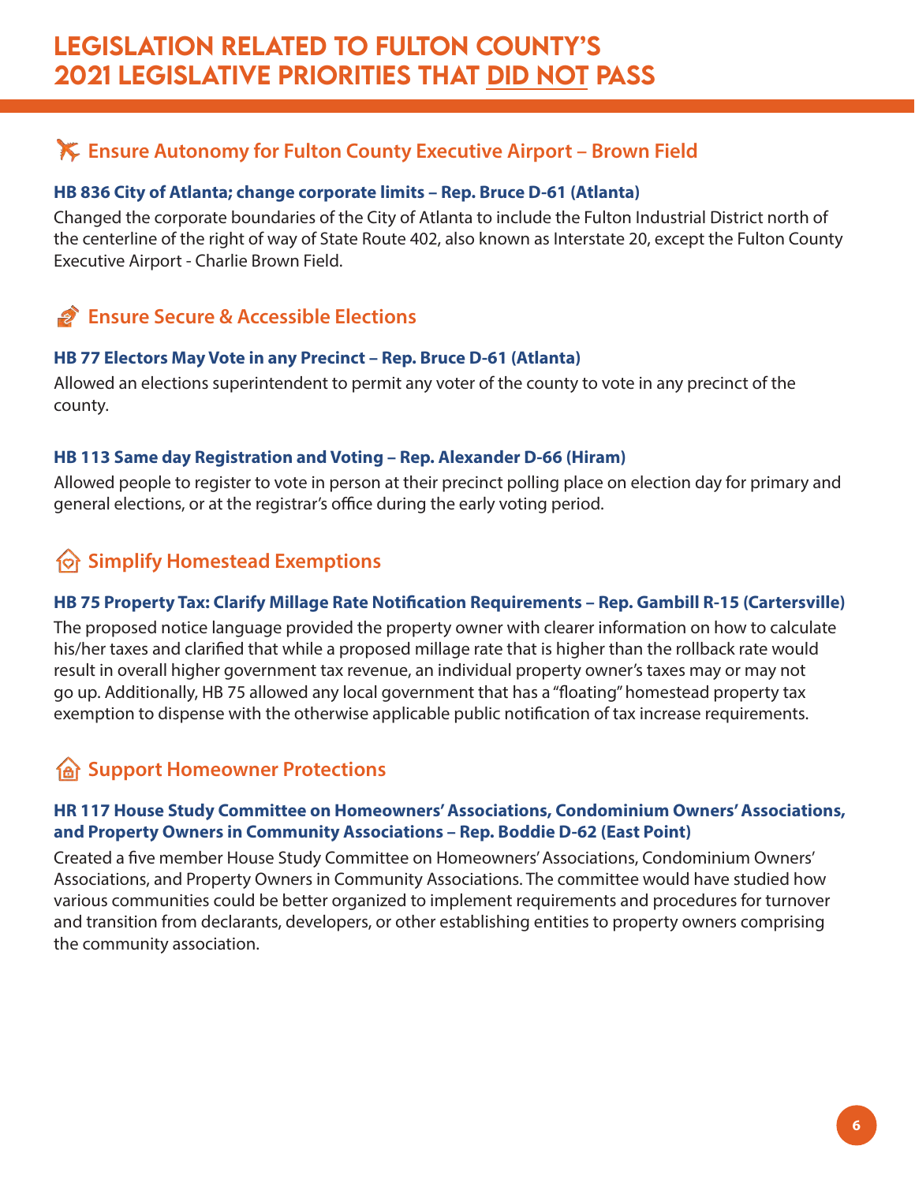# LEGISLATION RELATED TO FULTON COUNTY'S 2021 LEGISLATIVE PRIORITIES THAT DID NOT PASS

## Ensure Autonomy for Fulton County Executive Airport – Brown Field

### HB 836 City of Atlanta; change corporate limits – Rep. Bruce D-61 (Atlanta)

Changed the corporate boundaries of the City of Atlanta to include the Fulton Industrial District north of the centerline of the right of way of State Route 402, also known as Interstate 20, except the Fulton County Executive Airport - Charlie Brown Field.

## Ensure Secure & Accessible Elections

### HB 77 Electors May Vote in any Precinct – Rep. Bruce D-61 (Atlanta)

Allowed an elections superintendent to permit any voter of the county to vote in any precinct of the county.

### HB 113 Same day Registration and Voting – Rep. Alexander D-66 (Hiram)

Allowed people to register to vote in person at their precinct polling place on election day for primary and general elections, or at the registrar's office during the early voting period.

## Simplify Homestead Exemptions

### HB 75 Property Tax: Clarify Millage Rate Notification Requirements – Rep. Gambill R-15 (Cartersville)

The proposed notice language provided the property owner with clearer information on how to calculate his/her taxes and clarified that while a proposed millage rate that is higher than the rollback rate would result in overall higher government tax revenue, an individual property owner's taxes may or may not go up. Additionally, HB 75 allowed any local government that has a "floating" homestead property tax exemption to dispense with the otherwise applicable public notification of tax increase requirements.

## Support Homeowner Protections

### HR 117 House Study Committee on Homeowners' Associations, Condominium Owners' Associations, and Property Owners in Community Associations – Rep. Boddie D-62 (East Point)

Created a five member House Study Committee on Homeowners' Associations, Condominium Owners' Associations, and Property Owners in Community Associations. The committee would have studied how various communities could be better organized to implement requirements and procedures for turnover and transition from declarants, developers, or other establishing entities to property owners comprising the community association.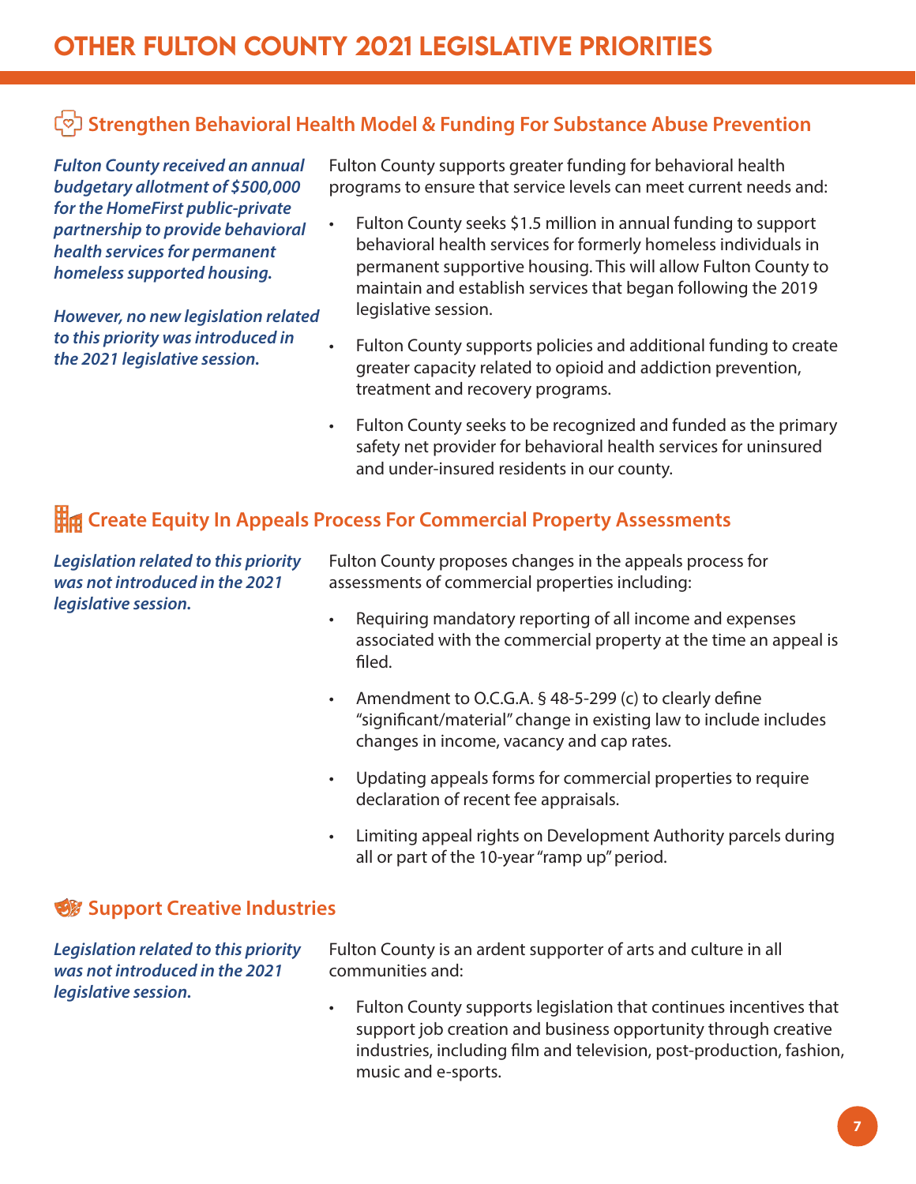# OTHER FULTON COUNTY 2021 LEGISLATIVE PRIORITIES

## Strengthen Behavioral Health Model & Funding For Substance Abuse Prevention

***Fulton County received an annual budgetary allotment of $500,000 for the HomeFirst public-private partnership to provide behavioral health services for permanent homeless supported housing.***

***However, no new legislation related to this priority was introduced in the 2021 legislative session.***

Fulton County supports greater funding for behavioral health programs to ensure that service levels can meet current needs and:

- Fulton County seeks $1.5 million in annual funding to support behavioral health services for formerly homeless individuals in permanent supportive housing. This will allow Fulton County to maintain and establish services that began following the 2019 legislative session.
- Fulton County supports policies and additional funding to create greater capacity related to opioid and addiction prevention, treatment and recovery programs.
- Fulton County seeks to be recognized and funded as the primary safety net provider for behavioral health services for uninsured and under-insured residents in our county.

## Create Equity In Appeals Process For Commercial Property Assessments

***Legislation related to this priority was not introduced in the 2021 legislative session.***

Fulton County proposes changes in the appeals process for assessments of commercial properties including:

- Requiring mandatory reporting of all income and expenses associated with the commercial property at the time an appeal is filed.
- Amendment to O.C.G.A. § 48-5-299 (c) to clearly define "significant/material" change in existing law to include includes changes in income, vacancy and cap rates.
- Updating appeals forms for commercial properties to require declaration of recent fee appraisals.
- Limiting appeal rights on Development Authority parcels during all or part of the 10-year "ramp up" period.

## Support Creative Industries

***Legislation related to this priority was not introduced in the 2021 legislative session.***

Fulton County is an ardent supporter of arts and culture in all communities and:

- Fulton County supports legislation that continues incentives that support job creation and business opportunity through creative industries, including film and television, post-production, fashion, music and e-sports.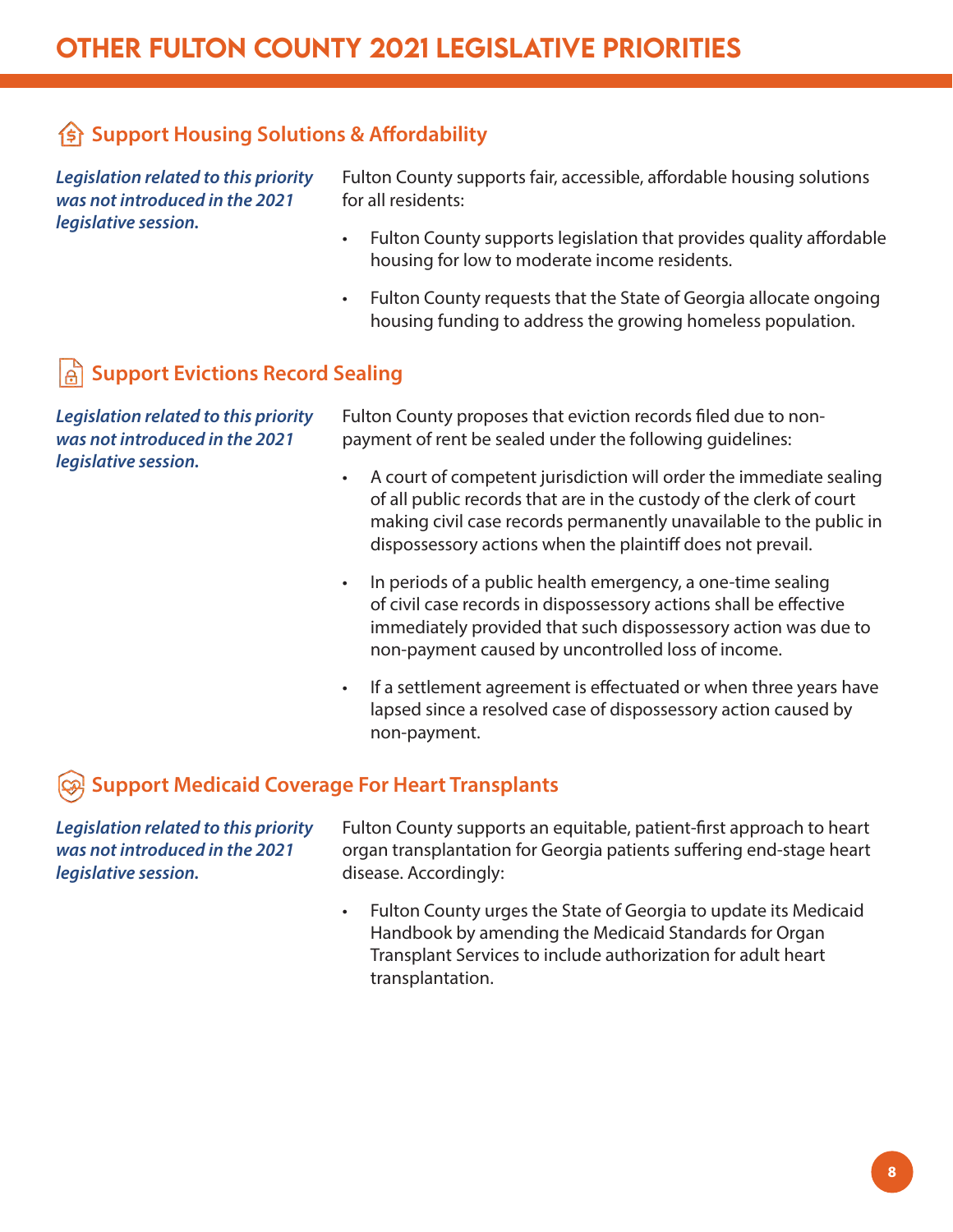# OTHER FULTON COUNTY 2021 LEGISLATIVE PRIORITIES

## Support Housing Solutions & Affordability

***Legislation related to this priority was not introduced in the 2021 legislative session.***

Fulton County supports fair, accessible, affordable housing solutions for all residents:

- Fulton County supports legislation that provides quality affordable housing for low to moderate income residents.
- Fulton County requests that the State of Georgia allocate ongoing housing funding to address the growing homeless population.

## Support Evictions Record Sealing

***Legislation related to this priority was not introduced in the 2021 legislative session.***

Fulton County proposes that eviction records filed due to non-payment of rent be sealed under the following guidelines:

- A court of competent jurisdiction will order the immediate sealing of all public records that are in the custody of the clerk of court making civil case records permanently unavailable to the public in dispossessory actions when the plaintiff does not prevail.
- In periods of a public health emergency, a one-time sealing of civil case records in dispossessory actions shall be effective immediately provided that such dispossessory action was due to non-payment caused by uncontrolled loss of income.
- If a settlement agreement is effectuated or when three years have lapsed since a resolved case of dispossessory action caused by non-payment.

## Support Medicaid Coverage For Heart Transplants

***Legislation related to this priority was not introduced in the 2021 legislative session.***

Fulton County supports an equitable, patient-first approach to heart organ transplantation for Georgia patients suffering end-stage heart disease. Accordingly:

- Fulton County urges the State of Georgia to update its Medicaid Handbook by amending the Medicaid Standards for Organ Transplant Services to include authorization for adult heart transplantation.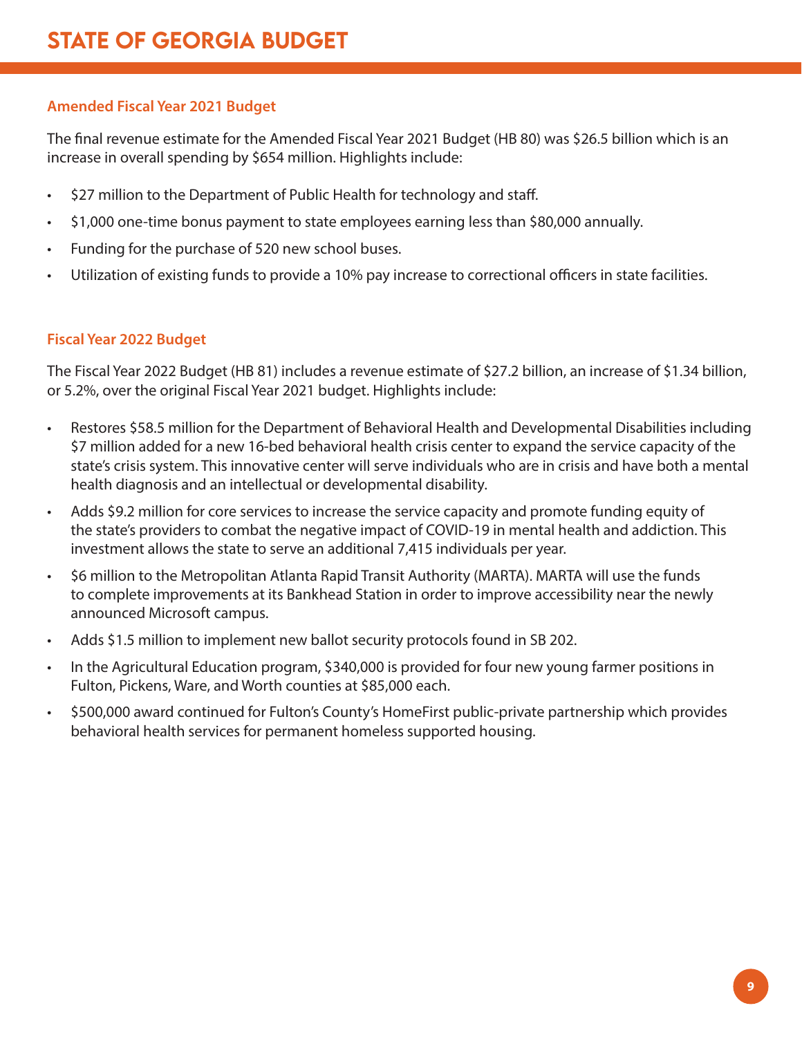# STATE OF GEORGIA BUDGET

### Amended Fiscal Year 2021 Budget

The final revenue estimate for the Amended Fiscal Year 2021 Budget (HB 80) was $26.5 billion which is an increase in overall spending by $654 million. Highlights include:

- $27 million to the Department of Public Health for technology and staff.
- $1,000 one-time bonus payment to state employees earning less than $80,000 annually.
- Funding for the purchase of 520 new school buses.
- Utilization of existing funds to provide a 10% pay increase to correctional officers in state facilities.

### Fiscal Year 2022 Budget

The Fiscal Year 2022 Budget (HB 81) includes a revenue estimate of $27.2 billion, an increase of $1.34 billion, or 5.2%, over the original Fiscal Year 2021 budget. Highlights include:

- Restores $58.5 million for the Department of Behavioral Health and Developmental Disabilities including $7 million added for a new 16-bed behavioral health crisis center to expand the service capacity of the state's crisis system. This innovative center will serve individuals who are in crisis and have both a mental health diagnosis and an intellectual or developmental disability.
- Adds $9.2 million for core services to increase the service capacity and promote funding equity of the state's providers to combat the negative impact of COVID-19 in mental health and addiction. This investment allows the state to serve an additional 7,415 individuals per year.
- $6 million to the Metropolitan Atlanta Rapid Transit Authority (MARTA). MARTA will use the funds to complete improvements at its Bankhead Station in order to improve accessibility near the newly announced Microsoft campus.
- Adds $1.5 million to implement new ballot security protocols found in SB 202.
- In the Agricultural Education program, $340,000 is provided for four new young farmer positions in Fulton, Pickens, Ware, and Worth counties at $85,000 each.
- $500,000 award continued for Fulton's County's HomeFirst public-private partnership which provides behavioral health services for permanent homeless supported housing.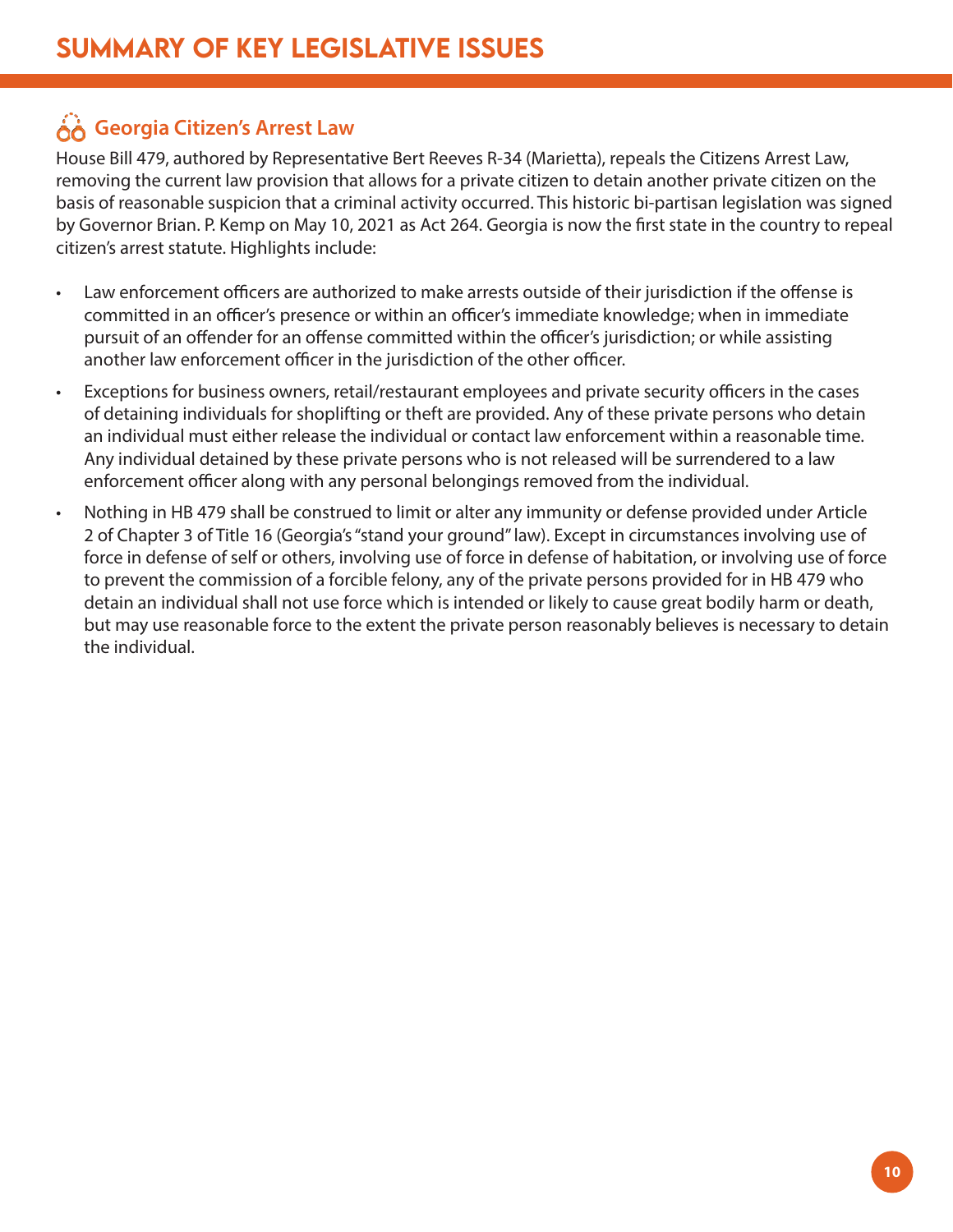# SUMMARY OF KEY LEGISLATIVE ISSUES

## Georgia Citizen's Arrest Law

House Bill 479, authored by Representative Bert Reeves R-34 (Marietta), repeals the Citizens Arrest Law, removing the current law provision that allows for a private citizen to detain another private citizen on the basis of reasonable suspicion that a criminal activity occurred. This historic bi-partisan legislation was signed by Governor Brian. P. Kemp on May 10, 2021 as Act 264. Georgia is now the first state in the country to repeal citizen's arrest statute. Highlights include:

- Law enforcement officers are authorized to make arrests outside of their jurisdiction if the offense is committed in an officer's presence or within an officer's immediate knowledge; when in immediate pursuit of an offender for an offense committed within the officer's jurisdiction; or while assisting another law enforcement officer in the jurisdiction of the other officer.
- Exceptions for business owners, retail/restaurant employees and private security officers in the cases of detaining individuals for shoplifting or theft are provided. Any of these private persons who detain an individual must either release the individual or contact law enforcement within a reasonable time. Any individual detained by these private persons who is not released will be surrendered to a law enforcement officer along with any personal belongings removed from the individual.
- Nothing in HB 479 shall be construed to limit or alter any immunity or defense provided under Article 2 of Chapter 3 of Title 16 (Georgia's "stand your ground" law). Except in circumstances involving use of force in defense of self or others, involving use of force in defense of habitation, or involving use of force to prevent the commission of a forcible felony, any of the private persons provided for in HB 479 who detain an individual shall not use force which is intended or likely to cause great bodily harm or death, but may use reasonable force to the extent the private person reasonably believes is necessary to detain the individual.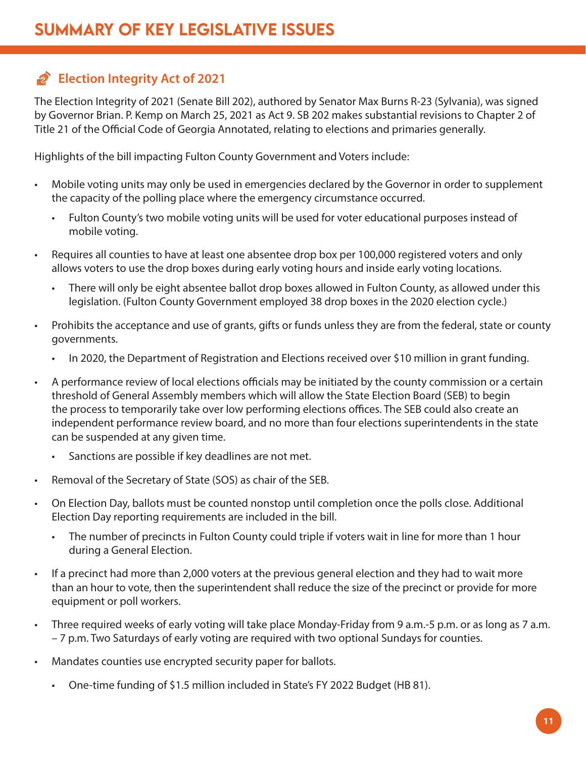# SUMMARY OF KEY LEGISLATIVE ISSUES

## Election Integrity Act of 2021

The Election Integrity of 2021 (Senate Bill 202), authored by Senator Max Burns R-23 (Sylvania), was signed by Governor Brian. P. Kemp on March 25, 2021 as Act 9. SB 202 makes substantial revisions to Chapter 2 of Title 21 of the Official Code of Georgia Annotated, relating to elections and primaries generally.

Highlights of the bill impacting Fulton County Government and Voters include:

- Mobile voting units may only be used in emergencies declared by the Governor in order to supplement the capacity of the polling place where the emergency circumstance occurred.
  - Fulton County's two mobile voting units will be used for voter educational purposes instead of mobile voting.
- Requires all counties to have at least one absentee drop box per 100,000 registered voters and only allows voters to use the drop boxes during early voting hours and inside early voting locations.
  - There will only be eight absentee ballot drop boxes allowed in Fulton County, as allowed under this legislation. (Fulton County Government employed 38 drop boxes in the 2020 election cycle.)
- Prohibits the acceptance and use of grants, gifts or funds unless they are from the federal, state or county governments.
  - In 2020, the Department of Registration and Elections received over $10 million in grant funding.
- A performance review of local elections officials may be initiated by the county commission or a certain threshold of General Assembly members which will allow the State Election Board (SEB) to begin the process to temporarily take over low performing elections offices. The SEB could also create an independent performance review board, and no more than four elections superintendents in the state can be suspended at any given time.
  - Sanctions are possible if key deadlines are not met.
- Removal of the Secretary of State (SOS) as chair of the SEB.
- On Election Day, ballots must be counted nonstop until completion once the polls close. Additional Election Day reporting requirements are included in the bill.
  - The number of precincts in Fulton County could triple if voters wait in line for more than 1 hour during a General Election.
- If a precinct had more than 2,000 voters at the previous general election and they had to wait more than an hour to vote, then the superintendent shall reduce the size of the precinct or provide for more equipment or poll workers.
- Three required weeks of early voting will take place Monday-Friday from 9 a.m.-5 p.m. or as long as 7 a.m. – 7 p.m. Two Saturdays of early voting are required with two optional Sundays for counties.
- Mandates counties use encrypted security paper for ballots.
  - One-time funding of $1.5 million included in State's FY 2022 Budget (HB 81).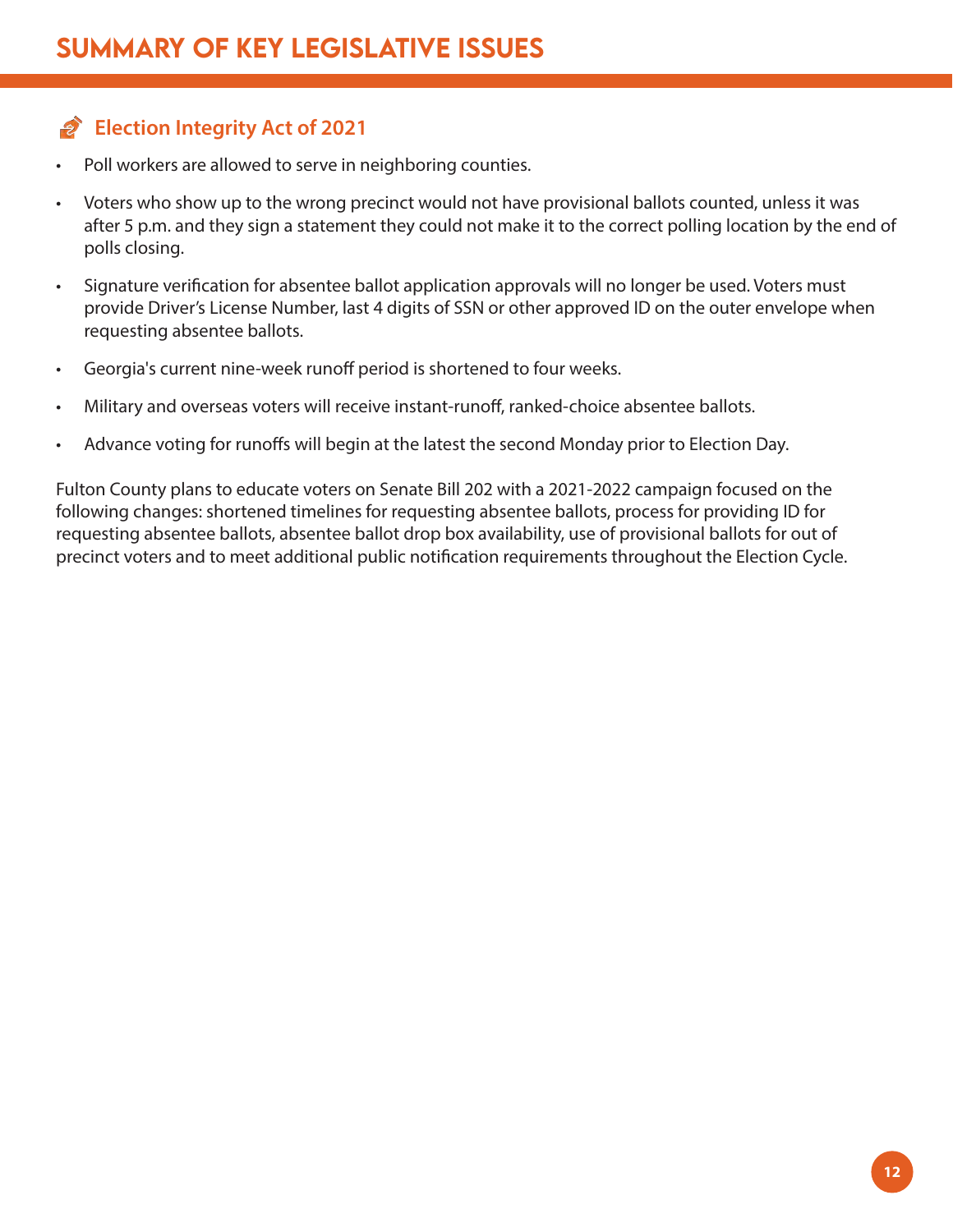# SUMMARY OF KEY LEGISLATIVE ISSUES

## Election Integrity Act of 2021

- Poll workers are allowed to serve in neighboring counties.
- Voters who show up to the wrong precinct would not have provisional ballots counted, unless it was after 5 p.m. and they sign a statement they could not make it to the correct polling location by the end of polls closing.
- Signature verification for absentee ballot application approvals will no longer be used. Voters must provide Driver's License Number, last 4 digits of SSN or other approved ID on the outer envelope when requesting absentee ballots.
- Georgia's current nine-week runoff period is shortened to four weeks.
- Military and overseas voters will receive instant-runoff, ranked-choice absentee ballots.
- Advance voting for runoffs will begin at the latest the second Monday prior to Election Day.

Fulton County plans to educate voters on Senate Bill 202 with a 2021-2022 campaign focused on the following changes: shortened timelines for requesting absentee ballots, process for providing ID for requesting absentee ballots, absentee ballot drop box availability, use of provisional ballots for out of precinct voters and to meet additional public notification requirements throughout the Election Cycle.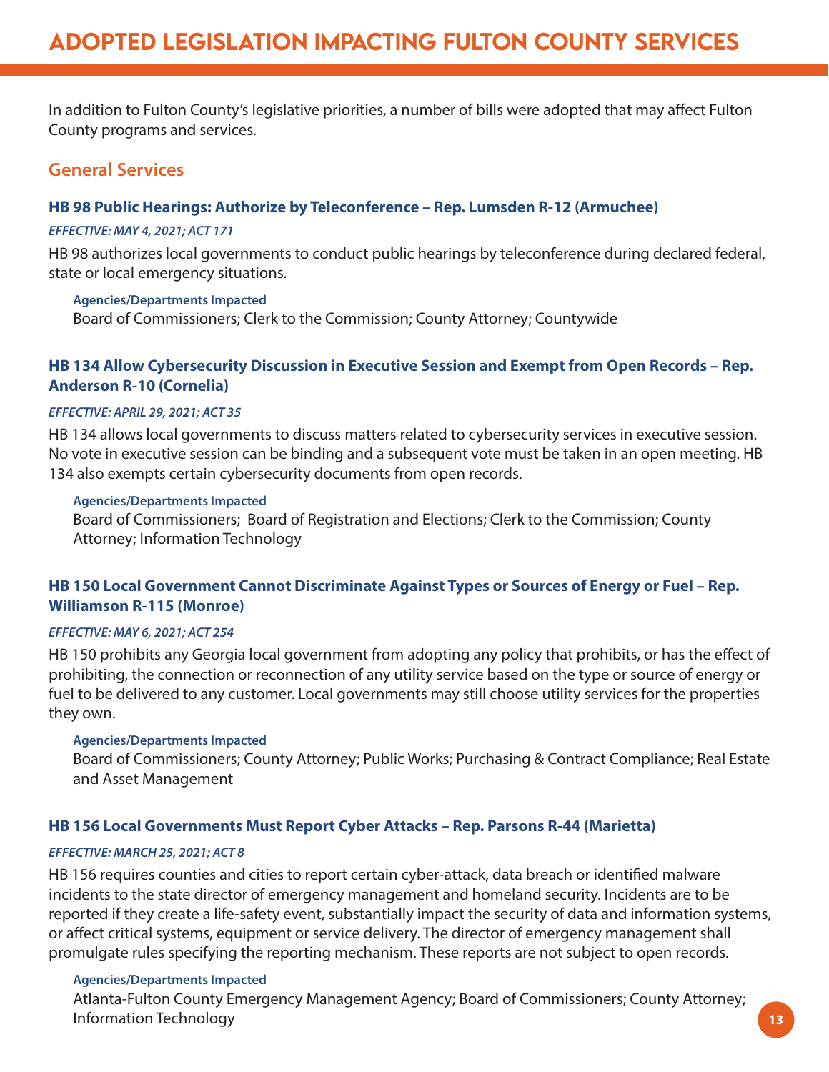# ADOPTED LEGISLATION IMPACTING FULTON COUNTY SERVICES

In addition to Fulton County's legislative priorities, a number of bills were adopted that may affect Fulton County programs and services.

## General Services

### HB 98 Public Hearings: Authorize by Teleconference – Rep. Lumsden R-12 (Armuchee)

*EFFECTIVE: MAY 4, 2021; ACT 171*

HB 98 authorizes local governments to conduct public hearings by teleconference during declared federal, state or local emergency situations.

**Agencies/Departments Impacted**
Board of Commissioners; Clerk to the Commission; County Attorney; Countywide

### HB 134 Allow Cybersecurity Discussion in Executive Session and Exempt from Open Records – Rep. Anderson R-10 (Cornelia)

*EFFECTIVE: APRIL 29, 2021; ACT 35*

HB 134 allows local governments to discuss matters related to cybersecurity services in executive session. No vote in executive session can be binding and a subsequent vote must be taken in an open meeting. HB 134 also exempts certain cybersecurity documents from open records.

**Agencies/Departments Impacted**
Board of Commissioners; Board of Registration and Elections; Clerk to the Commission; County Attorney; Information Technology

### HB 150 Local Government Cannot Discriminate Against Types or Sources of Energy or Fuel – Rep. Williamson R-115 (Monroe)

*EFFECTIVE: MAY 6, 2021; ACT 254*

HB 150 prohibits any Georgia local government from adopting any policy that prohibits, or has the effect of prohibiting, the connection or reconnection of any utility service based on the type or source of energy or fuel to be delivered to any customer. Local governments may still choose utility services for the properties they own.

**Agencies/Departments Impacted**
Board of Commissioners; County Attorney; Public Works; Purchasing & Contract Compliance; Real Estate and Asset Management

### HB 156 Local Governments Must Report Cyber Attacks – Rep. Parsons R-44 (Marietta)

*EFFECTIVE: MARCH 25, 2021; ACT 8*

HB 156 requires counties and cities to report certain cyber-attack, data breach or identified malware incidents to the state director of emergency management and homeland security. Incidents are to be reported if they create a life-safety event, substantially impact the security of data and information systems, or affect critical systems, equipment or service delivery. The director of emergency management shall promulgate rules specifying the reporting mechanism. These reports are not subject to open records.

**Agencies/Departments Impacted**
Atlanta-Fulton County Emergency Management Agency; Board of Commissioners; County Attorney; Information Technology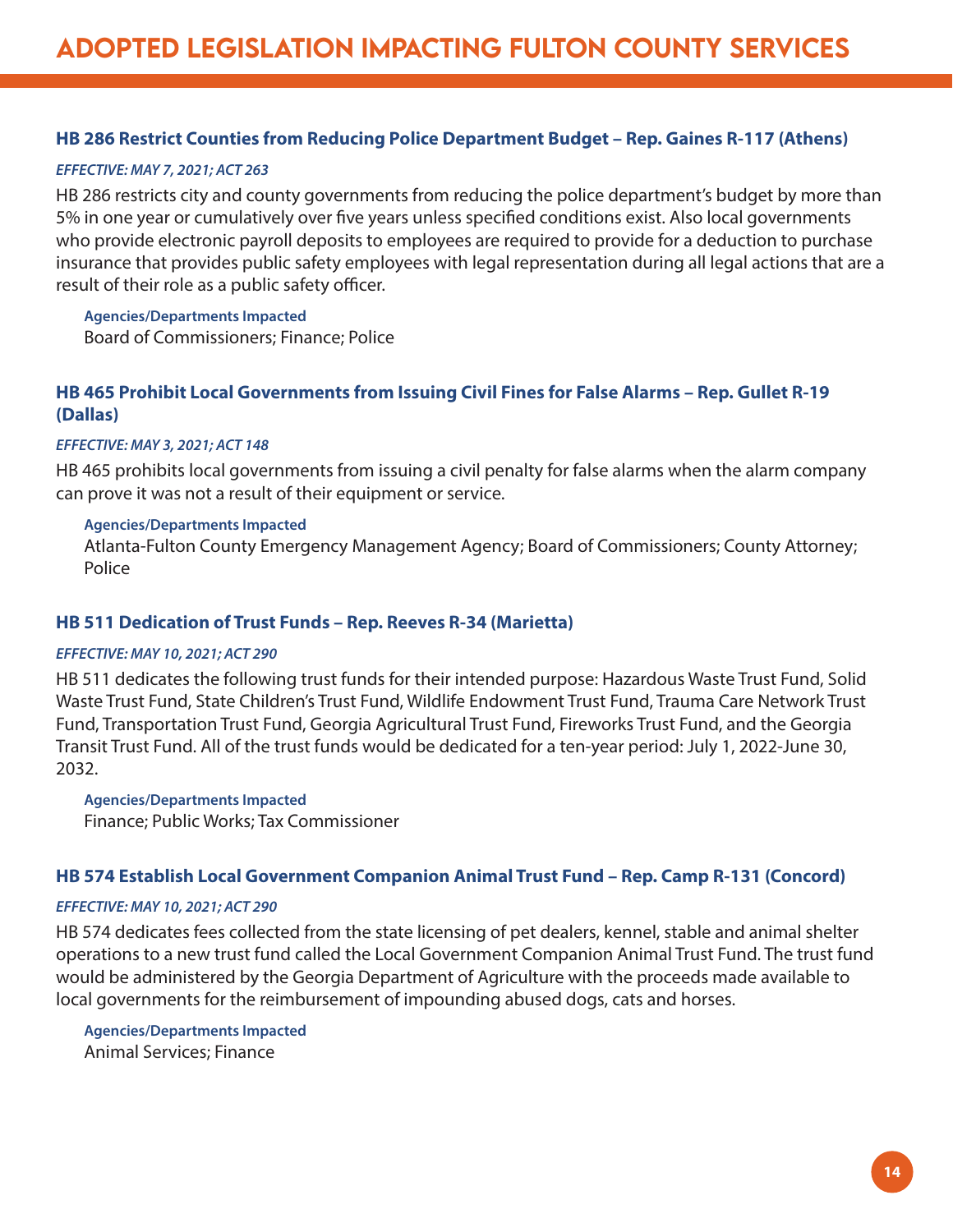# ADOPTED LEGISLATION IMPACTING FULTON COUNTY SERVICES

### HB 286 Restrict Counties from Reducing Police Department Budget – Rep. Gaines R-117 (Athens)

***EFFECTIVE: MAY 7, 2021; ACT 263***

HB 286 restricts city and county governments from reducing the police department's budget by more than 5% in one year or cumulatively over five years unless specified conditions exist. Also local governments who provide electronic payroll deposits to employees are required to provide for a deduction to purchase insurance that provides public safety employees with legal representation during all legal actions that are a result of their role as a public safety officer.

**Agencies/Departments Impacted**
Board of Commissioners; Finance; Police

### HB 465 Prohibit Local Governments from Issuing Civil Fines for False Alarms – Rep. Gullet R-19 (Dallas)

***EFFECTIVE: MAY 3, 2021; ACT 148***

HB 465 prohibits local governments from issuing a civil penalty for false alarms when the alarm company can prove it was not a result of their equipment or service.

**Agencies/Departments Impacted**
Atlanta-Fulton County Emergency Management Agency; Board of Commissioners; County Attorney; Police

### HB 511 Dedication of Trust Funds – Rep. Reeves R-34 (Marietta)

***EFFECTIVE: MAY 10, 2021; ACT 290***

HB 511 dedicates the following trust funds for their intended purpose: Hazardous Waste Trust Fund, Solid Waste Trust Fund, State Children's Trust Fund, Wildlife Endowment Trust Fund, Trauma Care Network Trust Fund, Transportation Trust Fund, Georgia Agricultural Trust Fund, Fireworks Trust Fund, and the Georgia Transit Trust Fund. All of the trust funds would be dedicated for a ten-year period: July 1, 2022-June 30, 2032.

**Agencies/Departments Impacted**
Finance; Public Works; Tax Commissioner

### HB 574 Establish Local Government Companion Animal Trust Fund – Rep. Camp R-131 (Concord)

***EFFECTIVE: MAY 10, 2021; ACT 290***

HB 574 dedicates fees collected from the state licensing of pet dealers, kennel, stable and animal shelter operations to a new trust fund called the Local Government Companion Animal Trust Fund. The trust fund would be administered by the Georgia Department of Agriculture with the proceeds made available to local governments for the reimbursement of impounding abused dogs, cats and horses.

**Agencies/Departments Impacted**
Animal Services; Finance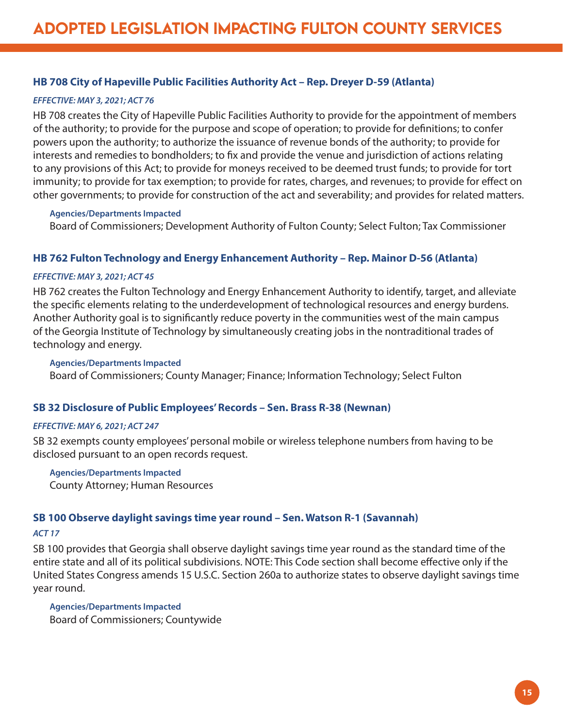# ADOPTED LEGISLATION IMPACTING FULTON COUNTY SERVICES

### HB 708 City of Hapeville Public Facilities Authority Act – Rep. Dreyer D-59 (Atlanta)

***EFFECTIVE: MAY 3, 2021; ACT 76***

HB 708 creates the City of Hapeville Public Facilities Authority to provide for the appointment of members of the authority; to provide for the purpose and scope of operation; to provide for definitions; to confer powers upon the authority; to authorize the issuance of revenue bonds of the authority; to provide for interests and remedies to bondholders; to fix and provide the venue and jurisdiction of actions relating to any provisions of this Act; to provide for moneys received to be deemed trust funds; to provide for tort immunity; to provide for tax exemption; to provide for rates, charges, and revenues; to provide for effect on other governments; to provide for construction of the act and severability; and provides for related matters.

**Agencies/Departments Impacted**
Board of Commissioners; Development Authority of Fulton County; Select Fulton; Tax Commissioner

### HB 762 Fulton Technology and Energy Enhancement Authority – Rep. Mainor D-56 (Atlanta)

***EFFECTIVE: MAY 3, 2021; ACT 45***

HB 762 creates the Fulton Technology and Energy Enhancement Authority to identify, target, and alleviate the specific elements relating to the underdevelopment of technological resources and energy burdens. Another Authority goal is to significantly reduce poverty in the communities west of the main campus of the Georgia Institute of Technology by simultaneously creating jobs in the nontraditional trades of technology and energy.

**Agencies/Departments Impacted**
Board of Commissioners; County Manager; Finance; Information Technology; Select Fulton

### SB 32 Disclosure of Public Employees' Records – Sen. Brass R-38 (Newnan)

***EFFECTIVE: MAY 6, 2021; ACT 247***

SB 32 exempts county employees' personal mobile or wireless telephone numbers from having to be disclosed pursuant to an open records request.

**Agencies/Departments Impacted**
County Attorney; Human Resources

### SB 100 Observe daylight savings time year round – Sen. Watson R-1 (Savannah)

***ACT 17***

SB 100 provides that Georgia shall observe daylight savings time year round as the standard time of the entire state and all of its political subdivisions. NOTE: This Code section shall become effective only if the United States Congress amends 15 U.S.C. Section 260a to authorize states to observe daylight savings time year round.

**Agencies/Departments Impacted**
Board of Commissioners; Countywide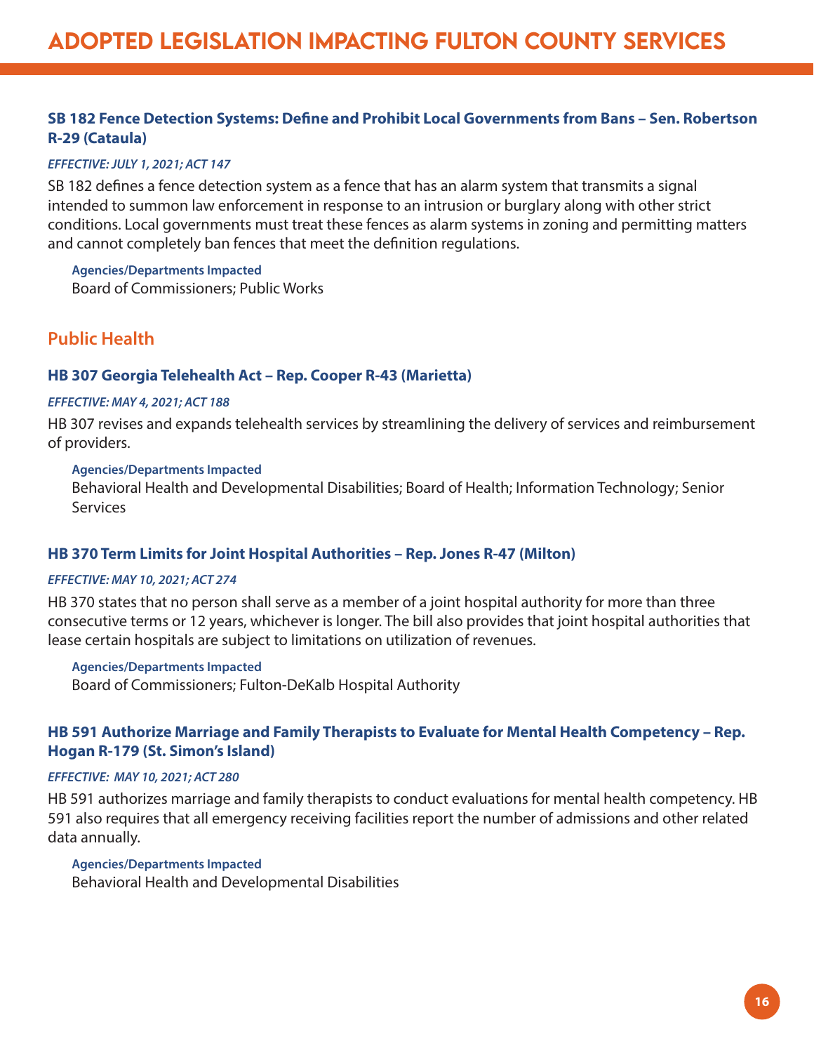### SB 182 Fence Detection Systems: Define and Prohibit Local Governments from Bans – Sen. Robertson R-29 (Cataula)

*EFFECTIVE: JULY 1, 2021; ACT 147*

SB 182 defines a fence detection system as a fence that has an alarm system that transmits a signal intended to summon law enforcement in response to an intrusion or burglary along with other strict conditions. Local governments must treat these fences as alarm systems in zoning and permitting matters and cannot completely ban fences that meet the definition regulations.

**Agencies/Departments Impacted**
Board of Commissioners; Public Works

## Public Health

### HB 307 Georgia Telehealth Act – Rep. Cooper R-43 (Marietta)

*EFFECTIVE: MAY 4, 2021; ACT 188*

HB 307 revises and expands telehealth services by streamlining the delivery of services and reimbursement of providers.

**Agencies/Departments Impacted**
Behavioral Health and Developmental Disabilities; Board of Health; Information Technology; Senior Services

### HB 370 Term Limits for Joint Hospital Authorities – Rep. Jones R-47 (Milton)

*EFFECTIVE: MAY 10, 2021; ACT 274*

HB 370 states that no person shall serve as a member of a joint hospital authority for more than three consecutive terms or 12 years, whichever is longer. The bill also provides that joint hospital authorities that lease certain hospitals are subject to limitations on utilization of revenues.

**Agencies/Departments Impacted**
Board of Commissioners; Fulton-DeKalb Hospital Authority

### HB 591 Authorize Marriage and Family Therapists to Evaluate for Mental Health Competency – Rep. Hogan R-179 (St. Simon's Island)

*EFFECTIVE: MAY 10, 2021; ACT 280*

HB 591 authorizes marriage and family therapists to conduct evaluations for mental health competency. HB 591 also requires that all emergency receiving facilities report the number of admissions and other related data annually.

**Agencies/Departments Impacted**
Behavioral Health and Developmental Disabilities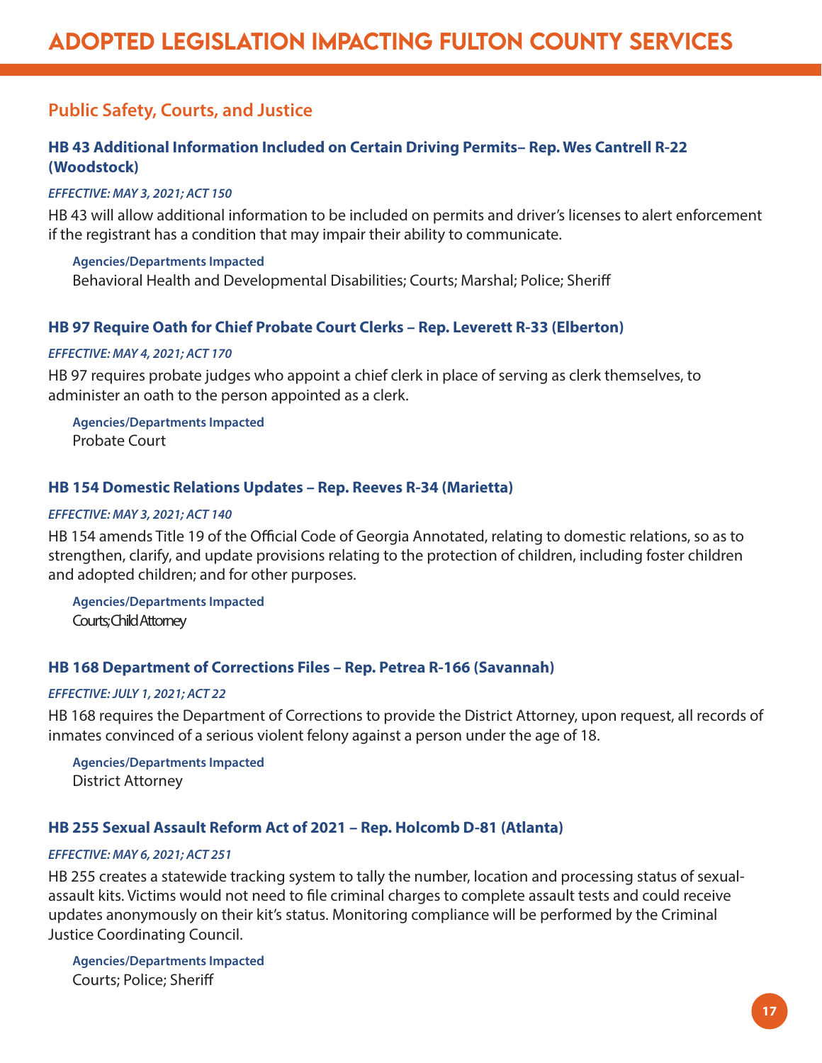# ADOPTED LEGISLATION IMPACTING FULTON COUNTY SERVICES

## Public Safety, Courts, and Justice

### HB 43 Additional Information Included on Certain Driving Permits– Rep. Wes Cantrell R-22 (Woodstock)

***EFFECTIVE: MAY 3, 2021; ACT 150***

HB 43 will allow additional information to be included on permits and driver's licenses to alert enforcement if the registrant has a condition that may impair their ability to communicate.

**Agencies/Departments Impacted**
Behavioral Health and Developmental Disabilities; Courts; Marshal; Police; Sheriff

### HB 97 Require Oath for Chief Probate Court Clerks – Rep. Leverett R-33 (Elberton)

***EFFECTIVE: MAY 4, 2021; ACT 170***

HB 97 requires probate judges who appoint a chief clerk in place of serving as clerk themselves, to administer an oath to the person appointed as a clerk.

**Agencies/Departments Impacted**
Probate Court

### HB 154 Domestic Relations Updates – Rep. Reeves R-34 (Marietta)

***EFFECTIVE: MAY 3, 2021; ACT 140***

HB 154 amends Title 19 of the Official Code of Georgia Annotated, relating to domestic relations, so as to strengthen, clarify, and update provisions relating to the protection of children, including foster children and adopted children; and for other purposes.

**Agencies/Departments Impacted**
Courts; Child Attorney

### HB 168 Department of Corrections Files – Rep. Petrea R-166 (Savannah)

***EFFECTIVE: JULY 1, 2021; ACT 22***

HB 168 requires the Department of Corrections to provide the District Attorney, upon request, all records of inmates convinced of a serious violent felony against a person under the age of 18.

**Agencies/Departments Impacted**
District Attorney

### HB 255 Sexual Assault Reform Act of 2021 – Rep. Holcomb D-81 (Atlanta)

***EFFECTIVE: MAY 6, 2021; ACT 251***

HB 255 creates a statewide tracking system to tally the number, location and processing status of sexual-assault kits. Victims would not need to file criminal charges to complete assault tests and could receive updates anonymously on their kit's status. Monitoring compliance will be performed by the Criminal Justice Coordinating Council.

**Agencies/Departments Impacted**
Courts; Police; Sheriff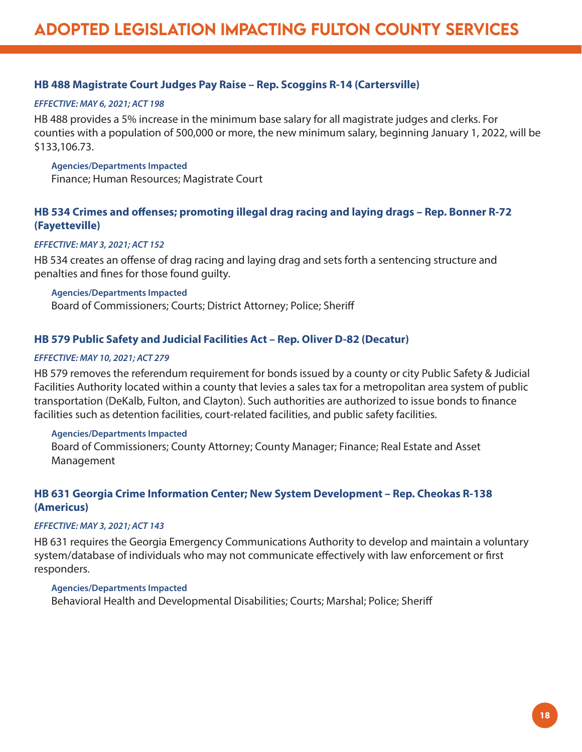# ADOPTED LEGISLATION IMPACTING FULTON COUNTY SERVICES

### HB 488 Magistrate Court Judges Pay Raise – Rep. Scoggins R-14 (Cartersville)

***EFFECTIVE: MAY 6, 2021; ACT 198***

HB 488 provides a 5% increase in the minimum base salary for all magistrate judges and clerks. For counties with a population of 500,000 or more, the new minimum salary, beginning January 1, 2022, will be $133,106.73.

**Agencies/Departments Impacted**
Finance; Human Resources; Magistrate Court

### HB 534 Crimes and offenses; promoting illegal drag racing and laying drags – Rep. Bonner R-72 (Fayetteville)

***EFFECTIVE: MAY 3, 2021; ACT 152***

HB 534 creates an offense of drag racing and laying drag and sets forth a sentencing structure and penalties and fines for those found guilty.

**Agencies/Departments Impacted**
Board of Commissioners; Courts; District Attorney; Police; Sheriff

### HB 579 Public Safety and Judicial Facilities Act – Rep. Oliver D-82 (Decatur)

***EFFECTIVE: MAY 10, 2021; ACT 279***

HB 579 removes the referendum requirement for bonds issued by a county or city Public Safety & Judicial Facilities Authority located within a county that levies a sales tax for a metropolitan area system of public transportation (DeKalb, Fulton, and Clayton). Such authorities are authorized to issue bonds to finance facilities such as detention facilities, court-related facilities, and public safety facilities.

**Agencies/Departments Impacted**
Board of Commissioners; County Attorney; County Manager; Finance; Real Estate and Asset Management

### HB 631 Georgia Crime Information Center; New System Development – Rep. Cheokas R-138 (Americus)

***EFFECTIVE: MAY 3, 2021; ACT 143***

HB 631 requires the Georgia Emergency Communications Authority to develop and maintain a voluntary system/database of individuals who may not communicate effectively with law enforcement or first responders.

**Agencies/Departments Impacted**
Behavioral Health and Developmental Disabilities; Courts; Marshal; Police; Sheriff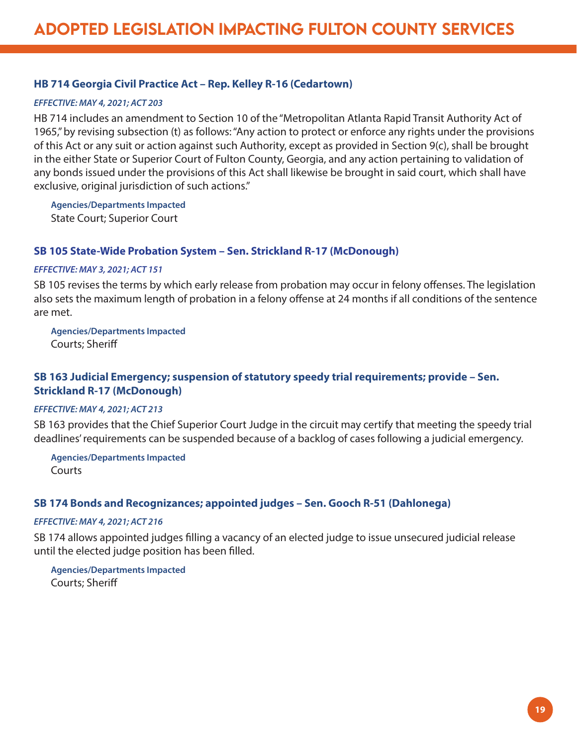# ADOPTED LEGISLATION IMPACTING FULTON COUNTY SERVICES

### HB 714 Georgia Civil Practice Act – Rep. Kelley R-16 (Cedartown)

*EFFECTIVE: MAY 4, 2021; ACT 203*

HB 714 includes an amendment to Section 10 of the "Metropolitan Atlanta Rapid Transit Authority Act of 1965," by revising subsection (t) as follows: "Any action to protect or enforce any rights under the provisions of this Act or any suit or action against such Authority, except as provided in Section 9(c), shall be brought in the either State or Superior Court of Fulton County, Georgia, and any action pertaining to validation of any bonds issued under the provisions of this Act shall likewise be brought in said court, which shall have exclusive, original jurisdiction of such actions."

**Agencies/Departments Impacted**
State Court; Superior Court

### SB 105 State-Wide Probation System – Sen. Strickland R-17 (McDonough)

*EFFECTIVE: MAY 3, 2021; ACT 151*

SB 105 revises the terms by which early release from probation may occur in felony offenses. The legislation also sets the maximum length of probation in a felony offense at 24 months if all conditions of the sentence are met.

**Agencies/Departments Impacted**
Courts; Sheriff

### SB 163 Judicial Emergency; suspension of statutory speedy trial requirements; provide – Sen. Strickland R-17 (McDonough)

*EFFECTIVE: MAY 4, 2021; ACT 213*

SB 163 provides that the Chief Superior Court Judge in the circuit may certify that meeting the speedy trial deadlines' requirements can be suspended because of a backlog of cases following a judicial emergency.

**Agencies/Departments Impacted**
Courts

### SB 174 Bonds and Recognizances; appointed judges – Sen. Gooch R-51 (Dahlonega)

*EFFECTIVE: MAY 4, 2021; ACT 216*

SB 174 allows appointed judges filling a vacancy of an elected judge to issue unsecured judicial release until the elected judge position has been filled.

**Agencies/Departments Impacted**
Courts; Sheriff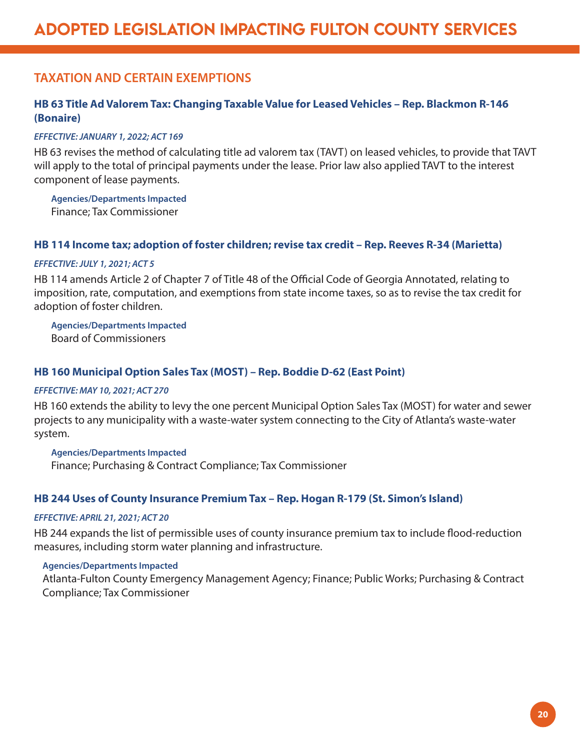# ADOPTED LEGISLATION IMPACTING FULTON COUNTY SERVICES

## TAXATION AND CERTAIN EXEMPTIONS

### HB 63 Title Ad Valorem Tax: Changing Taxable Value for Leased Vehicles – Rep. Blackmon R-146 (Bonaire)

***EFFECTIVE: JANUARY 1, 2022; ACT 169***

HB 63 revises the method of calculating title ad valorem tax (TAVT) on leased vehicles, to provide that TAVT will apply to the total of principal payments under the lease. Prior law also applied TAVT to the interest component of lease payments.

**Agencies/Departments Impacted**
Finance; Tax Commissioner

### HB 114 Income tax; adoption of foster children; revise tax credit – Rep. Reeves R-34 (Marietta)

***EFFECTIVE: JULY 1, 2021; ACT 5***

HB 114 amends Article 2 of Chapter 7 of Title 48 of the Official Code of Georgia Annotated, relating to imposition, rate, computation, and exemptions from state income taxes, so as to revise the tax credit for adoption of foster children.

**Agencies/Departments Impacted**
Board of Commissioners

### HB 160 Municipal Option Sales Tax (MOST) – Rep. Boddie D-62 (East Point)

***EFFECTIVE: MAY 10, 2021; ACT 270***

HB 160 extends the ability to levy the one percent Municipal Option Sales Tax (MOST) for water and sewer projects to any municipality with a waste-water system connecting to the City of Atlanta's waste-water system.

**Agencies/Departments Impacted**
Finance; Purchasing & Contract Compliance; Tax Commissioner

### HB 244 Uses of County Insurance Premium Tax – Rep. Hogan R-179 (St. Simon's Island)

***EFFECTIVE: APRIL 21, 2021; ACT 20***

HB 244 expands the list of permissible uses of county insurance premium tax to include flood-reduction measures, including storm water planning and infrastructure.

**Agencies/Departments Impacted**
Atlanta-Fulton County Emergency Management Agency; Finance; Public Works; Purchasing & Contract Compliance; Tax Commissioner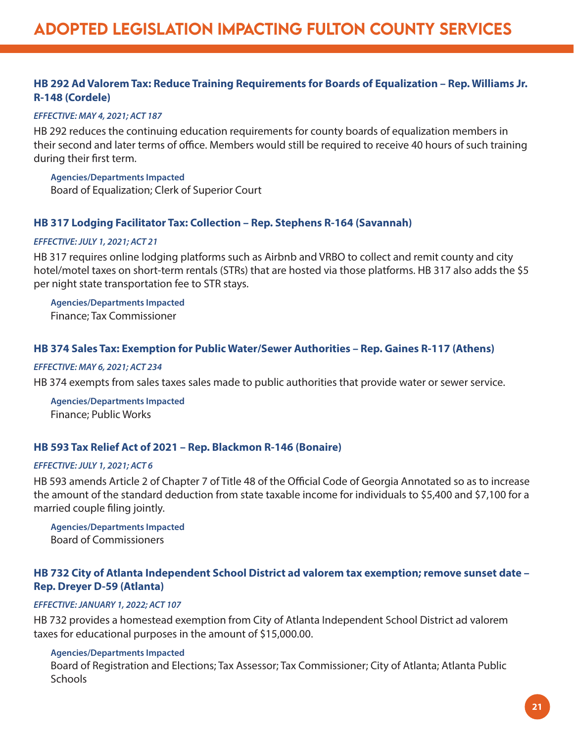# ADOPTED LEGISLATION IMPACTING FULTON COUNTY SERVICES

### HB 292 Ad Valorem Tax: Reduce Training Requirements for Boards of Equalization – Rep. Williams Jr. R-148 (Cordele)

***EFFECTIVE: MAY 4, 2021; ACT 187***

HB 292 reduces the continuing education requirements for county boards of equalization members in their second and later terms of office. Members would still be required to receive 40 hours of such training during their first term.

**Agencies/Departments Impacted**
Board of Equalization; Clerk of Superior Court

### HB 317 Lodging Facilitator Tax: Collection – Rep. Stephens R-164 (Savannah)

***EFFECTIVE: JULY 1, 2021; ACT 21***

HB 317 requires online lodging platforms such as Airbnb and VRBO to collect and remit county and city hotel/motel taxes on short-term rentals (STRs) that are hosted via those platforms. HB 317 also adds the $5 per night state transportation fee to STR stays.

**Agencies/Departments Impacted**
Finance; Tax Commissioner

### HB 374 Sales Tax: Exemption for Public Water/Sewer Authorities – Rep. Gaines R-117 (Athens)

***EFFECTIVE: MAY 6, 2021; ACT 234***

HB 374 exempts from sales taxes sales made to public authorities that provide water or sewer service.

**Agencies/Departments Impacted**
Finance; Public Works

### HB 593 Tax Relief Act of 2021 – Rep. Blackmon R-146 (Bonaire)

***EFFECTIVE: JULY 1, 2021; ACT 6***

HB 593 amends Article 2 of Chapter 7 of Title 48 of the Official Code of Georgia Annotated so as to increase the amount of the standard deduction from state taxable income for individuals to $5,400 and $7,100 for a married couple filing jointly.

**Agencies/Departments Impacted**
Board of Commissioners

### HB 732 City of Atlanta Independent School District ad valorem tax exemption; remove sunset date – Rep. Dreyer D-59 (Atlanta)

***EFFECTIVE: JANUARY 1, 2022; ACT 107***

HB 732 provides a homestead exemption from City of Atlanta Independent School District ad valorem taxes for educational purposes in the amount of $15,000.00.

**Agencies/Departments Impacted**
Board of Registration and Elections; Tax Assessor; Tax Commissioner; City of Atlanta; Atlanta Public Schools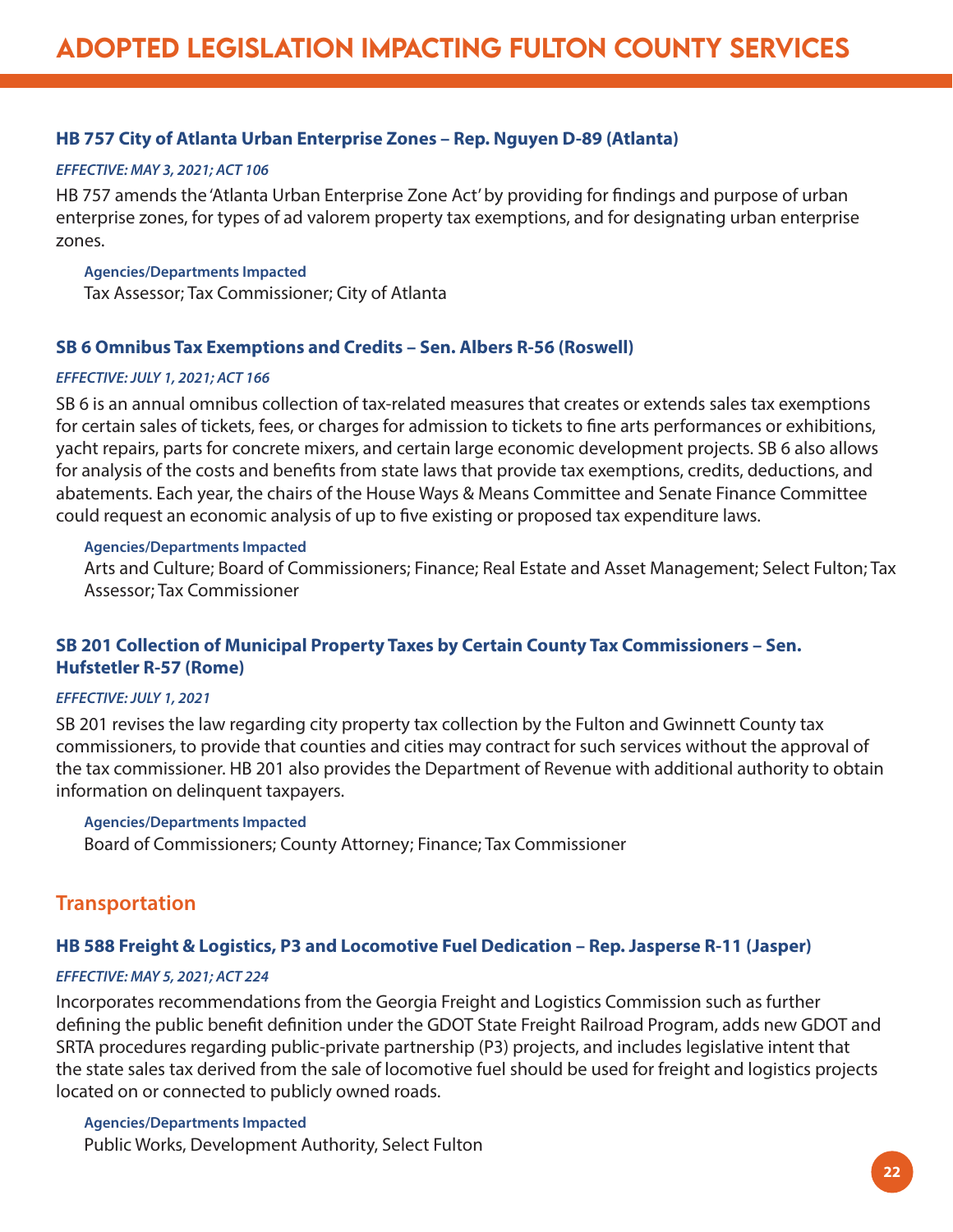# ADOPTED LEGISLATION IMPACTING FULTON COUNTY SERVICES

### HB 757 City of Atlanta Urban Enterprise Zones – Rep. Nguyen D-89 (Atlanta)

***EFFECTIVE: MAY 3, 2021; ACT 106***

HB 757 amends the 'Atlanta Urban Enterprise Zone Act' by providing for findings and purpose of urban enterprise zones, for types of ad valorem property tax exemptions, and for designating urban enterprise zones.

**Agencies/Departments Impacted**
Tax Assessor; Tax Commissioner; City of Atlanta

### SB 6 Omnibus Tax Exemptions and Credits – Sen. Albers R-56 (Roswell)

***EFFECTIVE: JULY 1, 2021; ACT 166***

SB 6 is an annual omnibus collection of tax-related measures that creates or extends sales tax exemptions for certain sales of tickets, fees, or charges for admission to tickets to fine arts performances or exhibitions, yacht repairs, parts for concrete mixers, and certain large economic development projects. SB 6 also allows for analysis of the costs and benefits from state laws that provide tax exemptions, credits, deductions, and abatements. Each year, the chairs of the House Ways & Means Committee and Senate Finance Committee could request an economic analysis of up to five existing or proposed tax expenditure laws.

**Agencies/Departments Impacted**
Arts and Culture; Board of Commissioners; Finance; Real Estate and Asset Management; Select Fulton; Tax Assessor; Tax Commissioner

### SB 201 Collection of Municipal Property Taxes by Certain County Tax Commissioners – Sen. Hufstetler R-57 (Rome)

***EFFECTIVE: JULY 1, 2021***

SB 201 revises the law regarding city property tax collection by the Fulton and Gwinnett County tax commissioners, to provide that counties and cities may contract for such services without the approval of the tax commissioner. HB 201 also provides the Department of Revenue with additional authority to obtain information on delinquent taxpayers.

**Agencies/Departments Impacted**
Board of Commissioners; County Attorney; Finance; Tax Commissioner

## Transportation

### HB 588 Freight & Logistics, P3 and Locomotive Fuel Dedication – Rep. Jasperse R-11 (Jasper)

***EFFECTIVE: MAY 5, 2021; ACT 224***

Incorporates recommendations from the Georgia Freight and Logistics Commission such as further defining the public benefit definition under the GDOT State Freight Railroad Program, adds new GDOT and SRTA procedures regarding public-private partnership (P3) projects, and includes legislative intent that the state sales tax derived from the sale of locomotive fuel should be used for freight and logistics projects located on or connected to publicly owned roads.

**Agencies/Departments Impacted**
Public Works, Development Authority, Select Fulton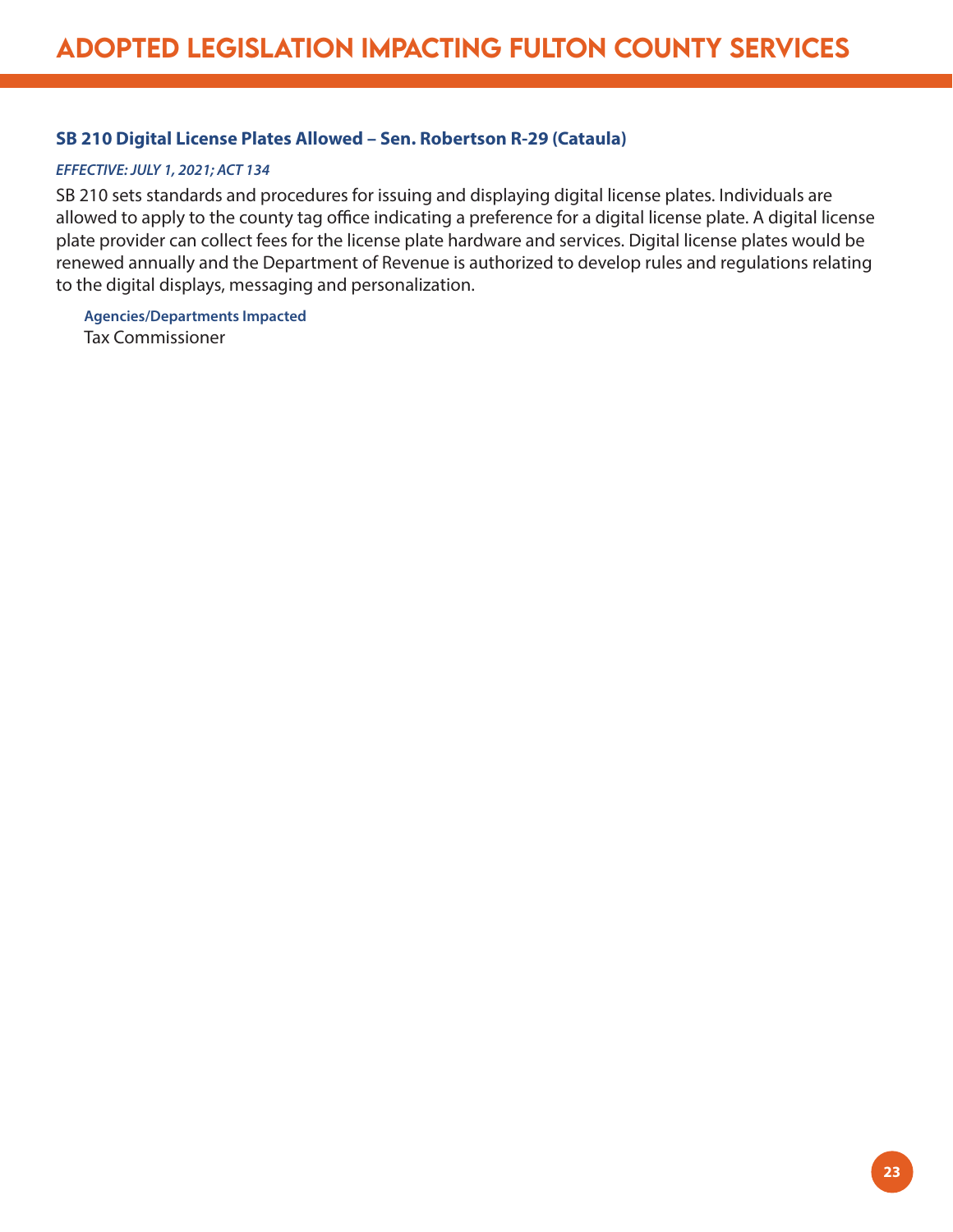# ADOPTED LEGISLATION IMPACTING FULTON COUNTY SERVICES

### SB 210 Digital License Plates Allowed – Sen. Robertson R-29 (Cataula)

***EFFECTIVE: JULY 1, 2021; ACT 134***

SB 210 sets standards and procedures for issuing and displaying digital license plates. Individuals are allowed to apply to the county tag office indicating a preference for a digital license plate. A digital license plate provider can collect fees for the license plate hardware and services. Digital license plates would be renewed annually and the Department of Revenue is authorized to develop rules and regulations relating to the digital displays, messaging and personalization.

**Agencies/Departments Impacted**

Tax Commissioner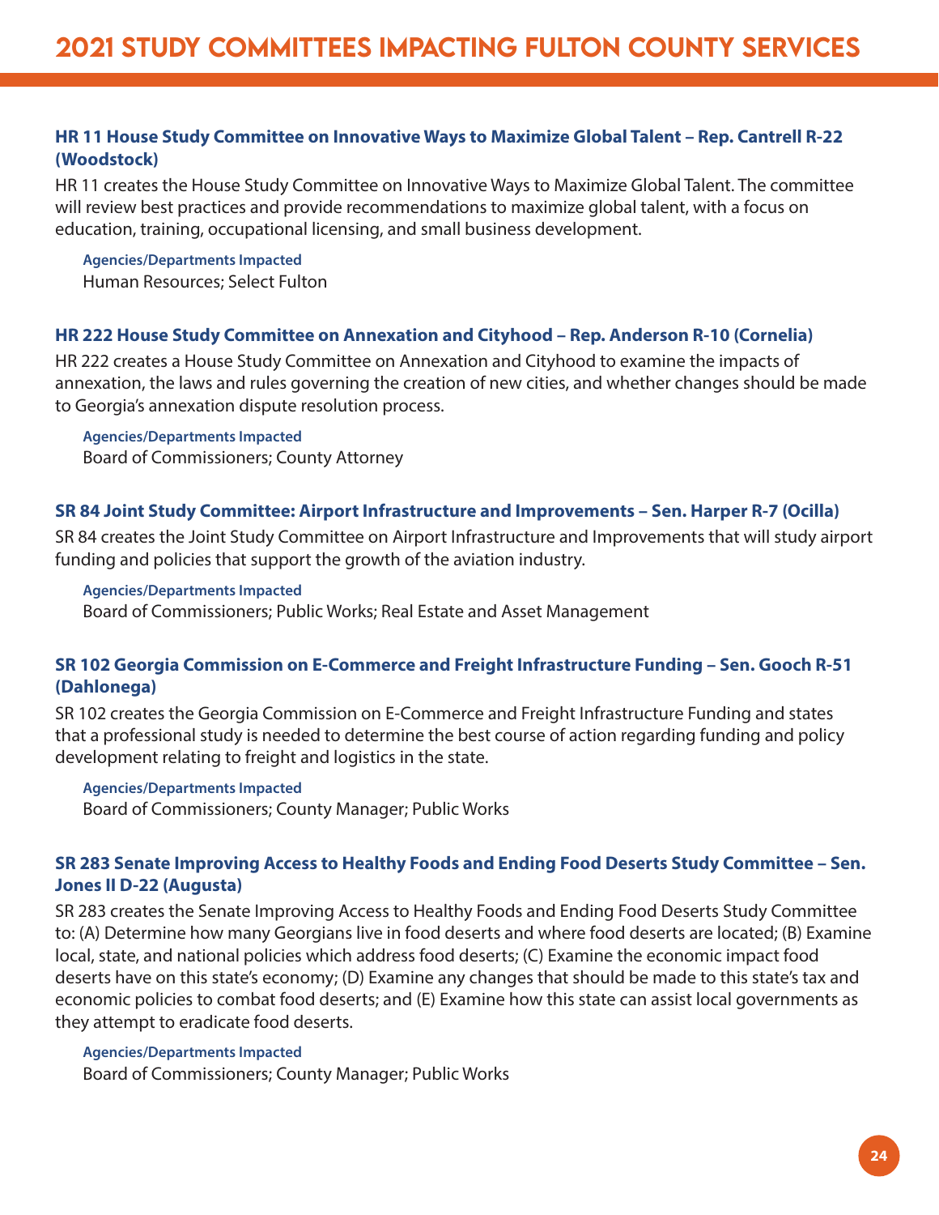# 2021 STUDY COMMITTEES IMPACTING FULTON COUNTY SERVICES

### HR 11 House Study Committee on Innovative Ways to Maximize Global Talent – Rep. Cantrell R-22 (Woodstock)

HR 11 creates the House Study Committee on Innovative Ways to Maximize Global Talent. The committee will review best practices and provide recommendations to maximize global talent, with a focus on education, training, occupational licensing, and small business development.

**Agencies/Departments Impacted**
Human Resources; Select Fulton

### HR 222 House Study Committee on Annexation and Cityhood – Rep. Anderson R-10 (Cornelia)

HR 222 creates a House Study Committee on Annexation and Cityhood to examine the impacts of annexation, the laws and rules governing the creation of new cities, and whether changes should be made to Georgia's annexation dispute resolution process.

**Agencies/Departments Impacted**
Board of Commissioners; County Attorney

### SR 84 Joint Study Committee: Airport Infrastructure and Improvements – Sen. Harper R-7 (Ocilla)

SR 84 creates the Joint Study Committee on Airport Infrastructure and Improvements that will study airport funding and policies that support the growth of the aviation industry.

**Agencies/Departments Impacted**
Board of Commissioners; Public Works; Real Estate and Asset Management

### SR 102 Georgia Commission on E-Commerce and Freight Infrastructure Funding – Sen. Gooch R-51 (Dahlonega)

SR 102 creates the Georgia Commission on E-Commerce and Freight Infrastructure Funding and states that a professional study is needed to determine the best course of action regarding funding and policy development relating to freight and logistics in the state.

**Agencies/Departments Impacted**
Board of Commissioners; County Manager; Public Works

### SR 283 Senate Improving Access to Healthy Foods and Ending Food Deserts Study Committee – Sen. Jones II D-22 (Augusta)

SR 283 creates the Senate Improving Access to Healthy Foods and Ending Food Deserts Study Committee to: (A) Determine how many Georgians live in food deserts and where food deserts are located; (B) Examine local, state, and national policies which address food deserts; (C) Examine the economic impact food deserts have on this state's economy; (D) Examine any changes that should be made to this state's tax and economic policies to combat food deserts; and (E) Examine how this state can assist local governments as they attempt to eradicate food deserts.

**Agencies/Departments Impacted**
Board of Commissioners; County Manager; Public Works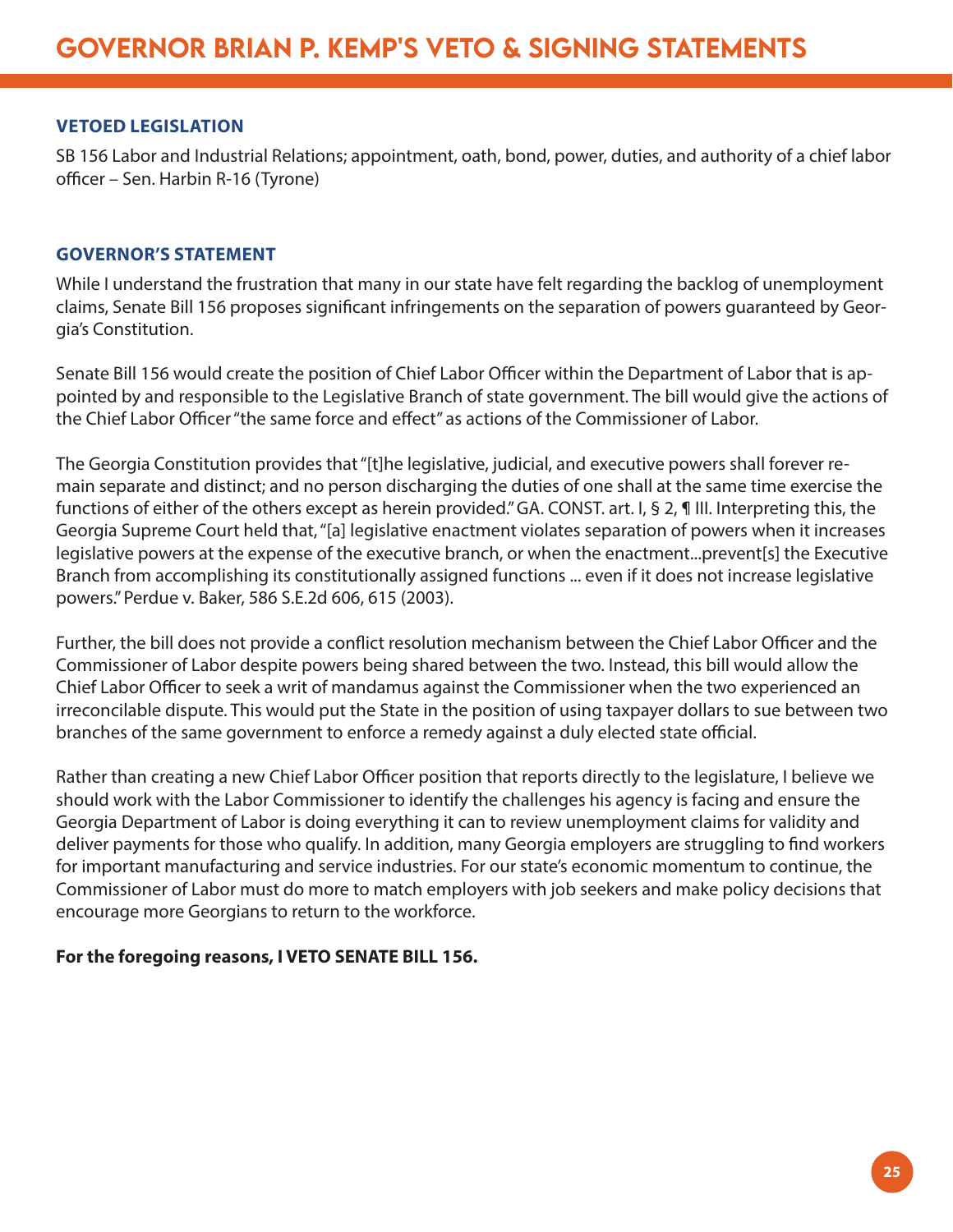## VETOED LEGISLATION

SB 156 Labor and Industrial Relations; appointment, oath, bond, power, duties, and authority of a chief labor officer – Sen. Harbin R-16 (Tyrone)

## GOVERNOR'S STATEMENT

While I understand the frustration that many in our state have felt regarding the backlog of unemployment claims, Senate Bill 156 proposes significant infringements on the separation of powers guaranteed by Georgia's Constitution.

Senate Bill 156 would create the position of Chief Labor Officer within the Department of Labor that is appointed by and responsible to the Legislative Branch of state government. The bill would give the actions of the Chief Labor Officer "the same force and effect" as actions of the Commissioner of Labor.

The Georgia Constitution provides that "[t]he legislative, judicial, and executive powers shall forever remain separate and distinct; and no person discharging the duties of one shall at the same time exercise the functions of either of the others except as herein provided." GA. CONST. art. I, § 2, ¶ III. Interpreting this, the Georgia Supreme Court held that, "[a] legislative enactment violates separation of powers when it increases legislative powers at the expense of the executive branch, or when the enactment...prevent[s] the Executive Branch from accomplishing its constitutionally assigned functions ... even if it does not increase legislative powers." Perdue v. Baker, 586 S.E.2d 606, 615 (2003).

Further, the bill does not provide a conflict resolution mechanism between the Chief Labor Officer and the Commissioner of Labor despite powers being shared between the two. Instead, this bill would allow the Chief Labor Officer to seek a writ of mandamus against the Commissioner when the two experienced an irreconcilable dispute. This would put the State in the position of using taxpayer dollars to sue between two branches of the same government to enforce a remedy against a duly elected state official.

Rather than creating a new Chief Labor Officer position that reports directly to the legislature, I believe we should work with the Labor Commissioner to identify the challenges his agency is facing and ensure the Georgia Department of Labor is doing everything it can to review unemployment claims for validity and deliver payments for those who qualify. In addition, many Georgia employers are struggling to find workers for important manufacturing and service industries. For our state's economic momentum to continue, the Commissioner of Labor must do more to match employers with job seekers and make policy decisions that encourage more Georgians to return to the workforce.

**For the foregoing reasons, I VETO SENATE BILL 156.**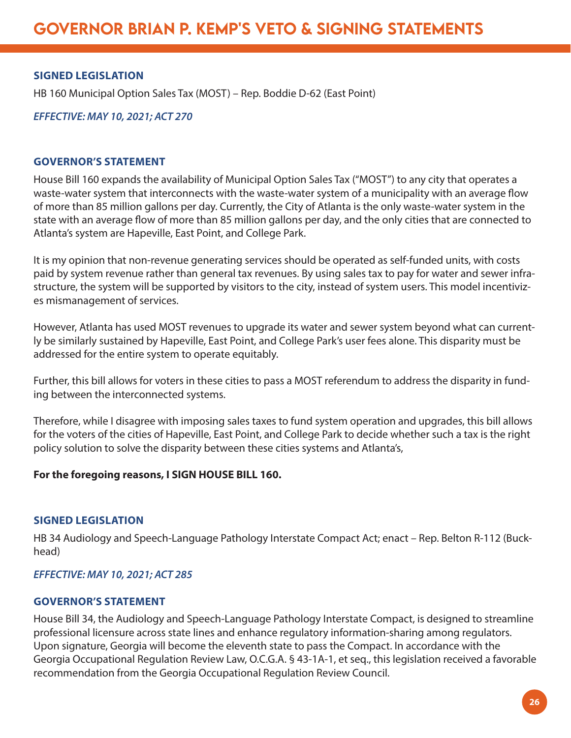# GOVERNOR BRIAN P. KEMP'S VETO & SIGNING STATEMENTS

### SIGNED LEGISLATION

HB 160 Municipal Option Sales Tax (MOST) – Rep. Boddie D-62 (East Point)

***EFFECTIVE: MAY 10, 2021; ACT 270***

### GOVERNOR'S STATEMENT

House Bill 160 expands the availability of Municipal Option Sales Tax ("MOST") to any city that operates a waste-water system that interconnects with the waste-water system of a municipality with an average flow of more than 85 million gallons per day. Currently, the City of Atlanta is the only waste-water system in the state with an average flow of more than 85 million gallons per day, and the only cities that are connected to Atlanta's system are Hapeville, East Point, and College Park.

It is my opinion that non-revenue generating services should be operated as self-funded units, with costs paid by system revenue rather than general tax revenues. By using sales tax to pay for water and sewer infrastructure, the system will be supported by visitors to the city, instead of system users. This model incentivizes mismanagement of services.

However, Atlanta has used MOST revenues to upgrade its water and sewer system beyond what can currently be similarly sustained by Hapeville, East Point, and College Park's user fees alone. This disparity must be addressed for the entire system to operate equitably.

Further, this bill allows for voters in these cities to pass a MOST referendum to address the disparity in funding between the interconnected systems.

Therefore, while I disagree with imposing sales taxes to fund system operation and upgrades, this bill allows for the voters of the cities of Hapeville, East Point, and College Park to decide whether such a tax is the right policy solution to solve the disparity between these cities systems and Atlanta's,

**For the foregoing reasons, I SIGN HOUSE BILL 160.**

### SIGNED LEGISLATION

HB 34 Audiology and Speech-Language Pathology Interstate Compact Act; enact – Rep. Belton R-112 (Buckhead)

***EFFECTIVE: MAY 10, 2021; ACT 285***

### GOVERNOR'S STATEMENT

House Bill 34, the Audiology and Speech-Language Pathology Interstate Compact, is designed to streamline professional licensure across state lines and enhance regulatory information-sharing among regulators. Upon signature, Georgia will become the eleventh state to pass the Compact. In accordance with the Georgia Occupational Regulation Review Law, O.C.G.A. § 43-1A-1, et seq., this legislation received a favorable recommendation from the Georgia Occupational Regulation Review Council.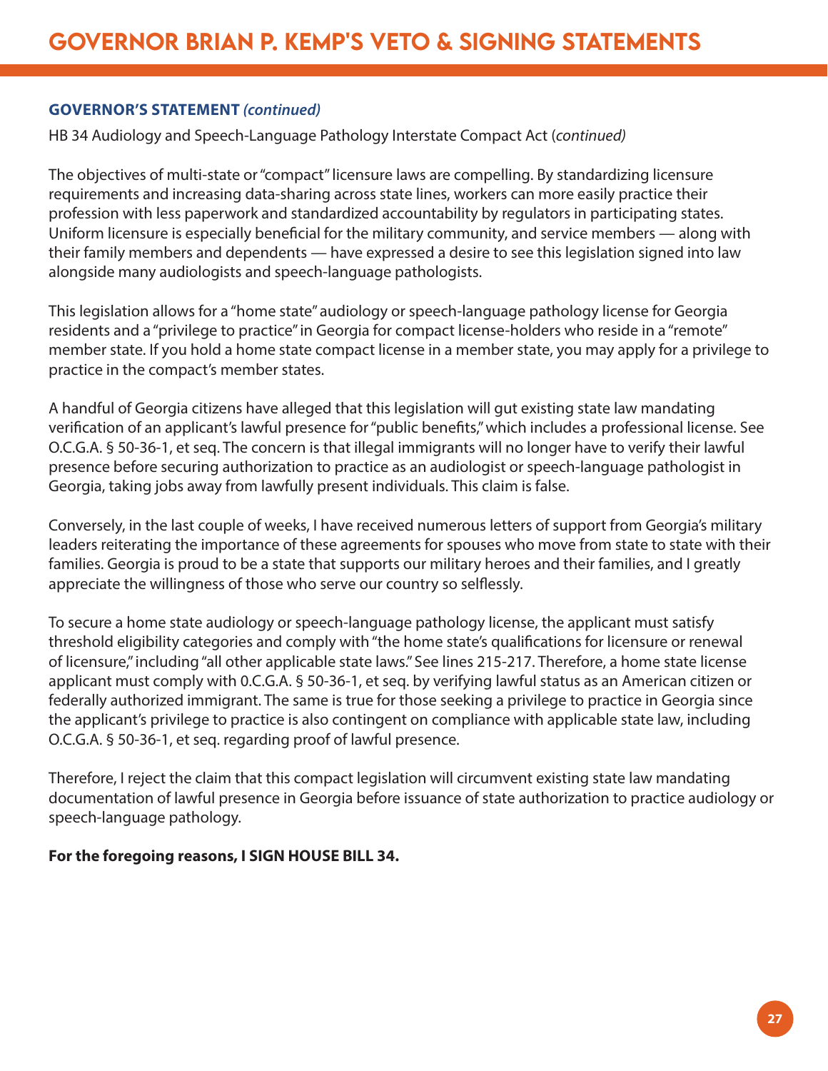**GOVERNOR'S STATEMENT** ***(continued)***

HB 34 Audiology and Speech-Language Pathology Interstate Compact Act (*continued)*

The objectives of multi-state or "compact" licensure laws are compelling. By standardizing licensure requirements and increasing data-sharing across state lines, workers can more easily practice their profession with less paperwork and standardized accountability by regulators in participating states. Uniform licensure is especially beneficial for the military community, and service members — along with their family members and dependents — have expressed a desire to see this legislation signed into law alongside many audiologists and speech-language pathologists.

This legislation allows for a "home state" audiology or speech-language pathology license for Georgia residents and a "privilege to practice" in Georgia for compact license-holders who reside in a "remote" member state. If you hold a home state compact license in a member state, you may apply for a privilege to practice in the compact's member states.

A handful of Georgia citizens have alleged that this legislation will gut existing state law mandating verification of an applicant's lawful presence for "public benefits," which includes a professional license. See O.C.G.A. § 50-36-1, et seq. The concern is that illegal immigrants will no longer have to verify their lawful presence before securing authorization to practice as an audiologist or speech-language pathologist in Georgia, taking jobs away from lawfully present individuals. This claim is false.

Conversely, in the last couple of weeks, I have received numerous letters of support from Georgia's military leaders reiterating the importance of these agreements for spouses who move from state to state with their families. Georgia is proud to be a state that supports our military heroes and their families, and I greatly appreciate the willingness of those who serve our country so selflessly.

To secure a home state audiology or speech-language pathology license, the applicant must satisfy threshold eligibility categories and comply with "the home state's qualifications for licensure or renewal of licensure," including "all other applicable state laws." See lines 215-217. Therefore, a home state license applicant must comply with 0.C.G.A. § 50-36-1, et seq. by verifying lawful status as an American citizen or federally authorized immigrant. The same is true for those seeking a privilege to practice in Georgia since the applicant's privilege to practice is also contingent on compliance with applicable state law, including O.C.G.A. § 50-36-1, et seq. regarding proof of lawful presence.

Therefore, I reject the claim that this compact legislation will circumvent existing state law mandating documentation of lawful presence in Georgia before issuance of state authorization to practice audiology or speech-language pathology.

**For the foregoing reasons, I SIGN HOUSE BILL 34.**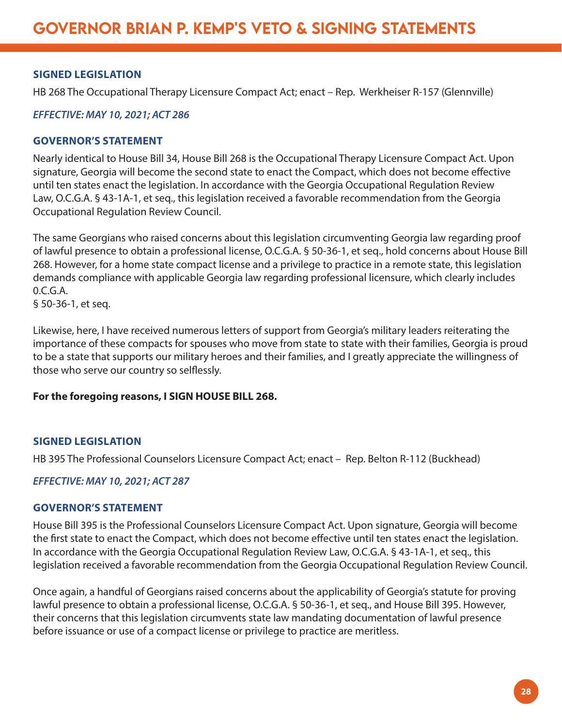## SIGNED LEGISLATION

HB 268 The Occupational Therapy Licensure Compact Act; enact – Rep. Werkheiser R-157 (Glennville)

***EFFECTIVE: MAY 10, 2021; ACT 286***

## GOVERNOR'S STATEMENT

Nearly identical to House Bill 34, House Bill 268 is the Occupational Therapy Licensure Compact Act. Upon signature, Georgia will become the second state to enact the Compact, which does not become effective until ten states enact the legislation. In accordance with the Georgia Occupational Regulation Review Law, O.C.G.A. § 43-1A-1, et seq., this legislation received a favorable recommendation from the Georgia Occupational Regulation Review Council.

The same Georgians who raised concerns about this legislation circumventing Georgia law regarding proof of lawful presence to obtain a professional license, O.C.G.A. § 50-36-1, et seq., hold concerns about House Bill 268. However, for a home state compact license and a privilege to practice in a remote state, this legislation demands compliance with applicable Georgia law regarding professional licensure, which clearly includes 0.C.G.A.
§ 50-36-1, et seq.

Likewise, here, I have received numerous letters of support from Georgia's military leaders reiterating the importance of these compacts for spouses who move from state to state with their families, Georgia is proud to be a state that supports our military heroes and their families, and I greatly appreciate the willingness of those who serve our country so selflessly.

**For the foregoing reasons, I SIGN HOUSE BILL 268.**

## SIGNED LEGISLATION

HB 395 The Professional Counselors Licensure Compact Act; enact – Rep. Belton R-112 (Buckhead)

***EFFECTIVE: MAY 10, 2021; ACT 287***

## GOVERNOR'S STATEMENT

House Bill 395 is the Professional Counselors Licensure Compact Act. Upon signature, Georgia will become the first state to enact the Compact, which does not become effective until ten states enact the legislation. In accordance with the Georgia Occupational Regulation Review Law, O.C.G.A. § 43-1A-1, et seq., this legislation received a favorable recommendation from the Georgia Occupational Regulation Review Council.

Once again, a handful of Georgians raised concerns about the applicability of Georgia's statute for proving lawful presence to obtain a professional license, O.C.G.A. § 50-36-1, et seq., and House Bill 395. However, their concerns that this legislation circumvents state law mandating documentation of lawful presence before issuance or use of a compact license or privilege to practice are meritless.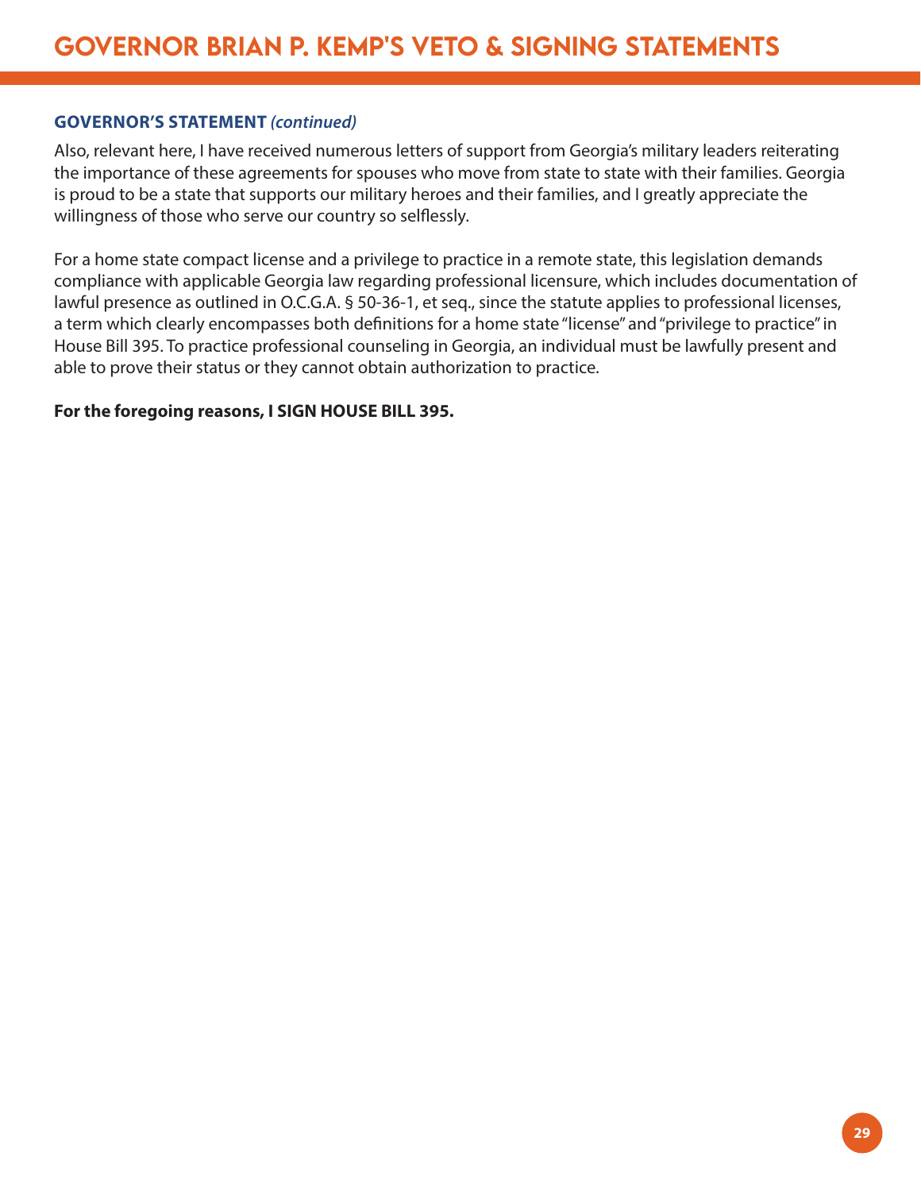**GOVERNOR'S STATEMENT** ***(continued)***

Also, relevant here, I have received numerous letters of support from Georgia's military leaders reiterating the importance of these agreements for spouses who move from state to state with their families. Georgia is proud to be a state that supports our military heroes and their families, and I greatly appreciate the willingness of those who serve our country so selflessly.

For a home state compact license and a privilege to practice in a remote state, this legislation demands compliance with applicable Georgia law regarding professional licensure, which includes documentation of lawful presence as outlined in O.C.G.A. § 50-36-1, et seq., since the statute applies to professional licenses, a term which clearly encompasses both definitions for a home state "license" and "privilege to practice" in House Bill 395. To practice professional counseling in Georgia, an individual must be lawfully present and able to prove their status or they cannot obtain authorization to practice.

**For the foregoing reasons, I SIGN HOUSE BILL 395.**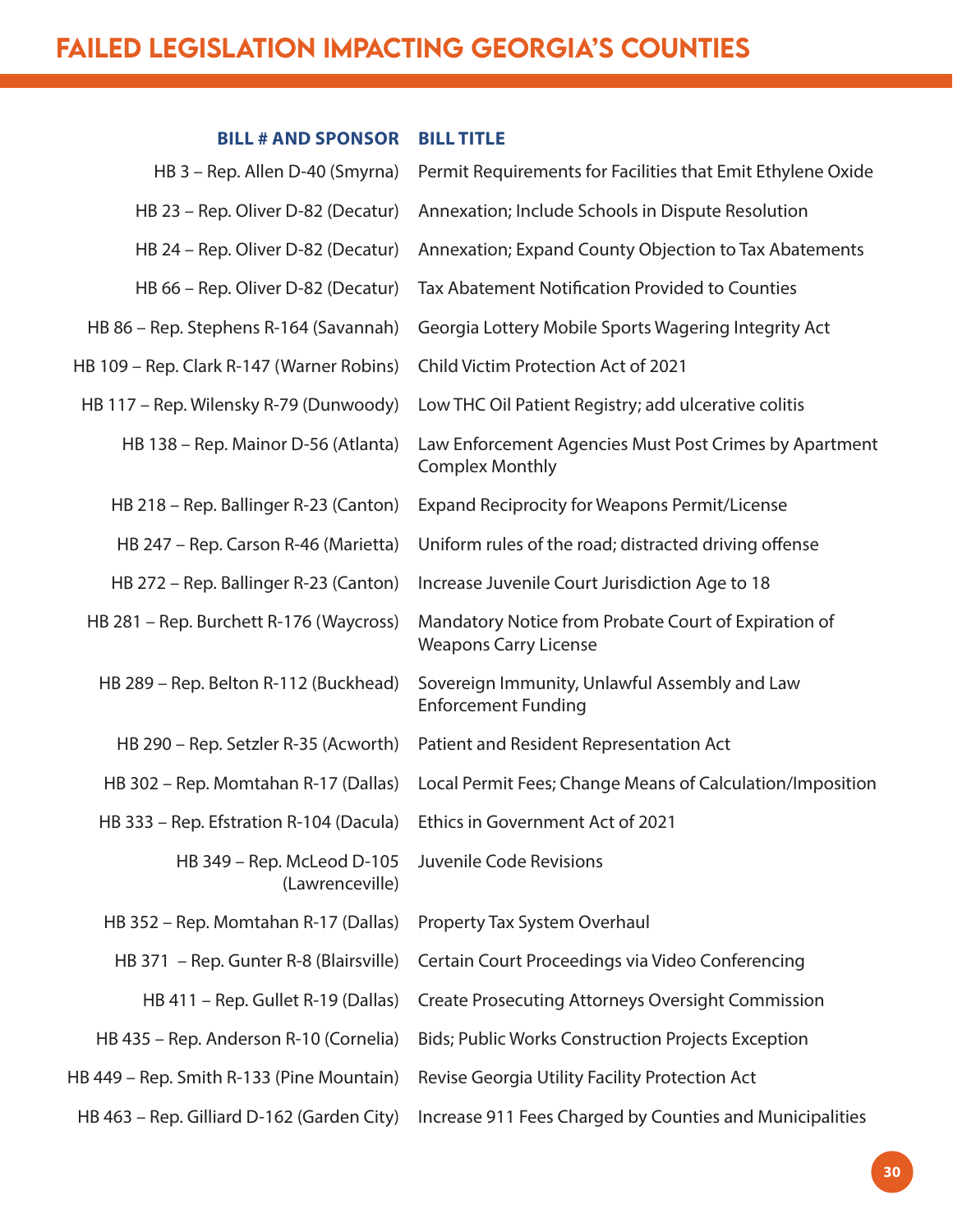# FAILED LEGISLATION IMPACTING GEORGIA'S COUNTIES

| BILL # AND SPONSOR | BILL TITLE |
|---|---|
| HB 3 – Rep. Allen D-40 (Smyrna) | Permit Requirements for Facilities that Emit Ethylene Oxide |
| HB 23 – Rep. Oliver D-82 (Decatur) | Annexation; Include Schools in Dispute Resolution |
| HB 24 – Rep. Oliver D-82 (Decatur) | Annexation; Expand County Objection to Tax Abatements |
| HB 66 – Rep. Oliver D-82 (Decatur) | Tax Abatement Notification Provided to Counties |
| HB 86 – Rep. Stephens R-164 (Savannah) | Georgia Lottery Mobile Sports Wagering Integrity Act |
| HB 109 – Rep. Clark R-147 (Warner Robins) | Child Victim Protection Act of 2021 |
| HB 117 – Rep. Wilensky R-79 (Dunwoody) | Low THC Oil Patient Registry; add ulcerative colitis |
| HB 138 – Rep. Mainor D-56 (Atlanta) | Law Enforcement Agencies Must Post Crimes by Apartment Complex Monthly |
| HB 218 – Rep. Ballinger R-23 (Canton) | Expand Reciprocity for Weapons Permit/License |
| HB 247 – Rep. Carson R-46 (Marietta) | Uniform rules of the road; distracted driving offense |
| HB 272 – Rep. Ballinger R-23 (Canton) | Increase Juvenile Court Jurisdiction Age to 18 |
| HB 281 – Rep. Burchett R-176 (Waycross) | Mandatory Notice from Probate Court of Expiration of Weapons Carry License |
| HB 289 – Rep. Belton R-112 (Buckhead) | Sovereign Immunity, Unlawful Assembly and Law Enforcement Funding |
| HB 290 – Rep. Setzler R-35 (Acworth) | Patient and Resident Representation Act |
| HB 302 – Rep. Momtahan R-17 (Dallas) | Local Permit Fees; Change Means of Calculation/Imposition |
| HB 333 – Rep. Efstration R-104 (Dacula) | Ethics in Government Act of 2021 |
| HB 349 – Rep. McLeod D-105 (Lawrenceville) | Juvenile Code Revisions |
| HB 352 – Rep. Momtahan R-17 (Dallas) | Property Tax System Overhaul |
| HB 371 – Rep. Gunter R-8 (Blairsville) | Certain Court Proceedings via Video Conferencing |
| HB 411 – Rep. Gullet R-19 (Dallas) | Create Prosecuting Attorneys Oversight Commission |
| HB 435 – Rep. Anderson R-10 (Cornelia) | Bids; Public Works Construction Projects Exception |
| HB 449 – Rep. Smith R-133 (Pine Mountain) | Revise Georgia Utility Facility Protection Act |
| HB 463 – Rep. Gilliard D-162 (Garden City) | Increase 911 Fees Charged by Counties and Municipalities |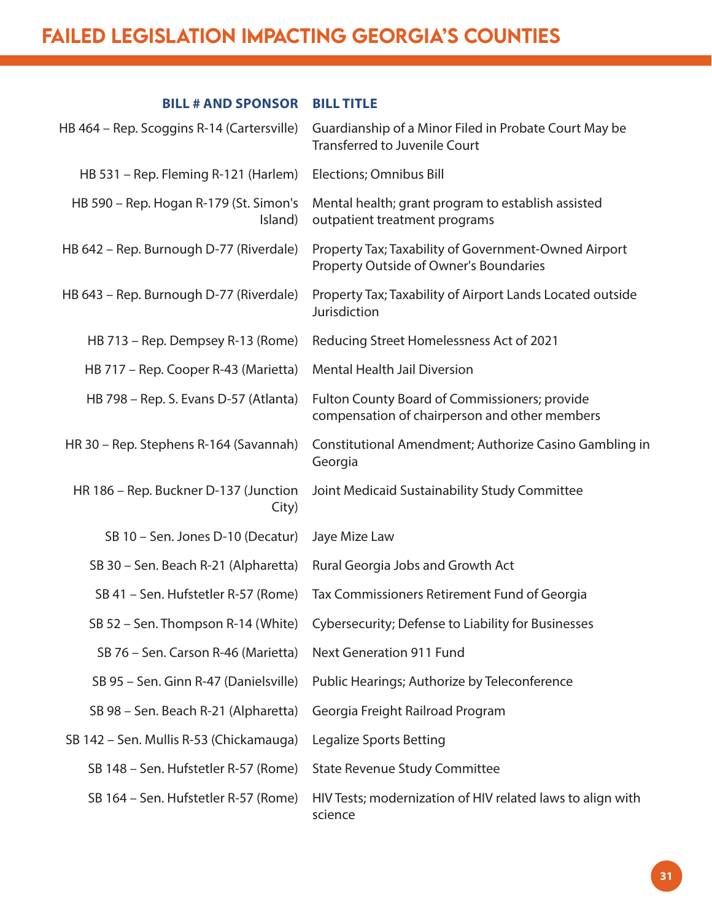# FAILED LEGISLATION IMPACTING GEORGIA'S COUNTIES

| BILL # AND SPONSOR | BILL TITLE |
|---|---|
| HB 464 – Rep. Scoggins R-14 (Cartersville) | Guardianship of a Minor Filed in Probate Court May be Transferred to Juvenile Court |
| HB 531 – Rep. Fleming R-121 (Harlem) | Elections; Omnibus Bill |
| HB 590 – Rep. Hogan R-179 (St. Simon's Island) | Mental health; grant program to establish assisted outpatient treatment programs |
| HB 642 – Rep. Burnough D-77 (Riverdale) | Property Tax; Taxability of Government-Owned Airport Property Outside of Owner's Boundaries |
| HB 643 – Rep. Burnough D-77 (Riverdale) | Property Tax; Taxability of Airport Lands Located outside Jurisdiction |
| HB 713 – Rep. Dempsey R-13 (Rome) | Reducing Street Homelessness Act of 2021 |
| HB 717 – Rep. Cooper R-43 (Marietta) | Mental Health Jail Diversion |
| HB 798 – Rep. S. Evans D-57 (Atlanta) | Fulton County Board of Commissioners; provide compensation of chairperson and other members |
| HR 30 – Rep. Stephens R-164 (Savannah) | Constitutional Amendment; Authorize Casino Gambling in Georgia |
| HR 186 – Rep. Buckner D-137 (Junction City) | Joint Medicaid Sustainability Study Committee |
| SB 10 – Sen. Jones D-10 (Decatur) | Jaye Mize Law |
| SB 30 – Sen. Beach R-21 (Alpharetta) | Rural Georgia Jobs and Growth Act |
| SB 41 – Sen. Hufstetler R-57 (Rome) | Tax Commissioners Retirement Fund of Georgia |
| SB 52 – Sen. Thompson R-14 (White) | Cybersecurity; Defense to Liability for Businesses |
| SB 76 – Sen. Carson R-46 (Marietta) | Next Generation 911 Fund |
| SB 95 – Sen. Ginn R-47 (Danielsville) | Public Hearings; Authorize by Teleconference |
| SB 98 – Sen. Beach R-21 (Alpharetta) | Georgia Freight Railroad Program |
| SB 142 – Sen. Mullis R-53 (Chickamauga) | Legalize Sports Betting |
| SB 148 – Sen. Hufstetler R-57 (Rome) | State Revenue Study Committee |
| SB 164 – Sen. Hufstetler R-57 (Rome) | HIV Tests; modernization of HIV related laws to align with science |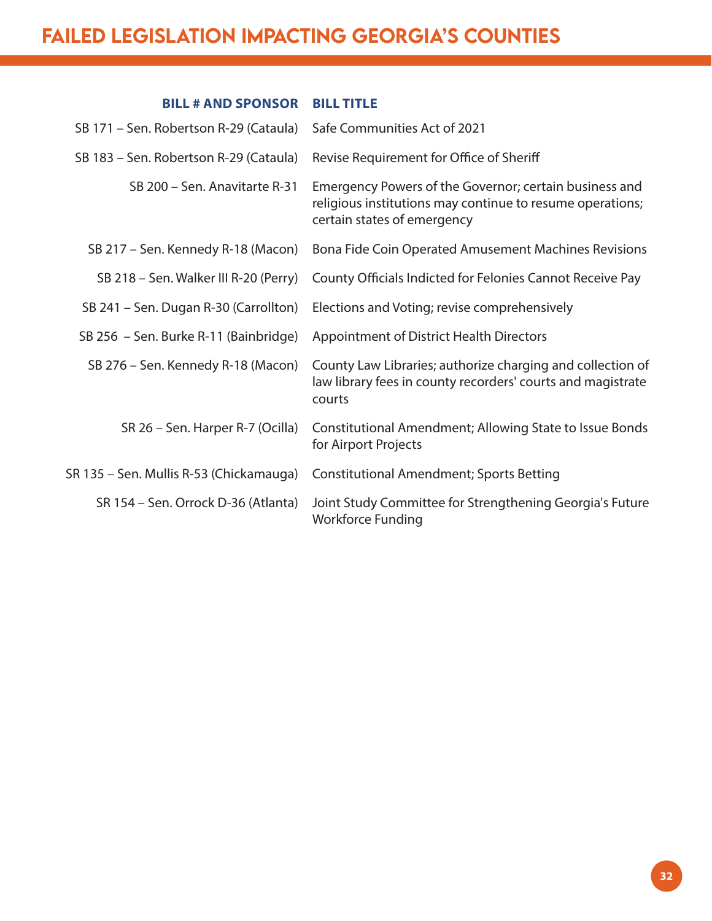# FAILED LEGISLATION IMPACTING GEORGIA'S COUNTIES

| BILL # AND SPONSOR | BILL TITLE |
|---|---|
| SB 171 – Sen. Robertson R-29 (Cataula) | Safe Communities Act of 2021 |
| SB 183 – Sen. Robertson R-29 (Cataula) | Revise Requirement for Office of Sheriff |
| SB 200 – Sen. Anavitarte R-31 | Emergency Powers of the Governor; certain business and religious institutions may continue to resume operations; certain states of emergency |
| SB 217 – Sen. Kennedy R-18 (Macon) | Bona Fide Coin Operated Amusement Machines Revisions |
| SB 218 – Sen. Walker III R-20 (Perry) | County Officials Indicted for Felonies Cannot Receive Pay |
| SB 241 – Sen. Dugan R-30 (Carrollton) | Elections and Voting; revise comprehensively |
| SB 256 – Sen. Burke R-11 (Bainbridge) | Appointment of District Health Directors |
| SB 276 – Sen. Kennedy R-18 (Macon) | County Law Libraries; authorize charging and collection of law library fees in county recorders' courts and magistrate courts |
| SR 26 – Sen. Harper R-7 (Ocilla) | Constitutional Amendment; Allowing State to Issue Bonds for Airport Projects |
| SR 135 – Sen. Mullis R-53 (Chickamauga) | Constitutional Amendment; Sports Betting |
| SR 154 – Sen. Orrock D-36 (Atlanta) | Joint Study Committee for Strengthening Georgia's Future Workforce Funding |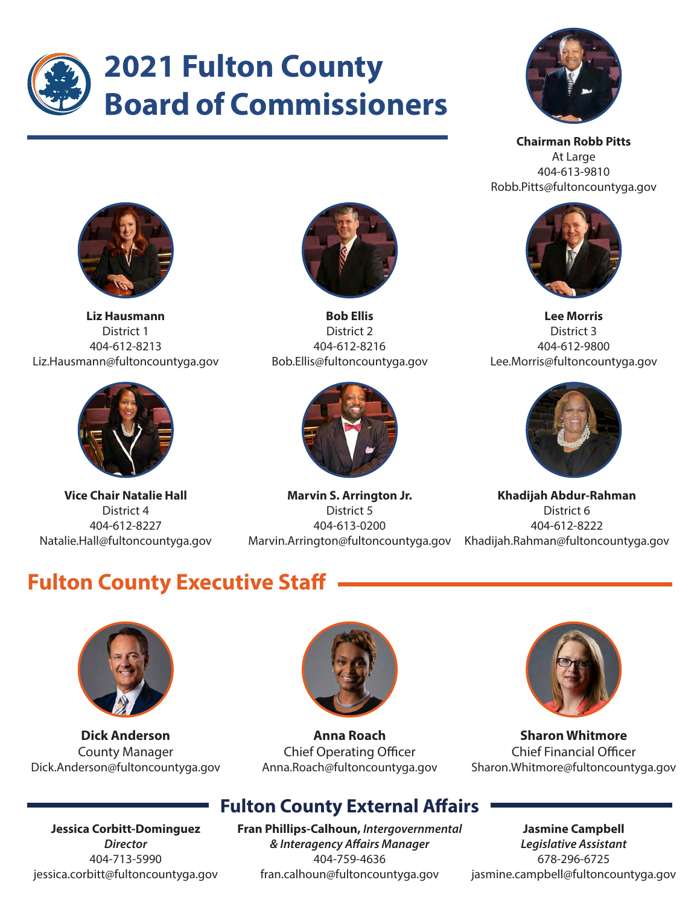# 2021 Fulton County Board of Commissioners

**Chairman Robb Pitts**
At Large
404-613-9810
Robb.Pitts@fultoncountyga.gov

**Liz Hausmann**
District 1
404-612-8213
Liz.Hausmann@fultoncountyga.gov

**Bob Ellis**
District 2
404-612-8216
Bob.Ellis@fultoncountyga.gov

**Lee Morris**
District 3
404-612-9800
Lee.Morris@fultoncountyga.gov

**Vice Chair Natalie Hall**
District 4
404-612-8227
Natalie.Hall@fultoncountyga.gov

**Marvin S. Arrington Jr.**
District 5
404-613-0200
Marvin.Arrington@fultoncountyga.gov

**Khadijah Abdur-Rahman**
District 6
404-612-8222
Khadijah.Rahman@fultoncountyga.gov

## Fulton County Executive Staff

**Dick Anderson**
County Manager
Dick.Anderson@fultoncountyga.gov

**Anna Roach**
Chief Operating Officer
Anna.Roach@fultoncountyga.gov

**Sharon Whitmore**
Chief Financial Officer
Sharon.Whitmore@fultoncountyga.gov

## Fulton County External Affairs

**Jessica Corbitt-Dominguez**
*Director*
404-713-5990
jessica.corbitt@fultoncountyga.gov

**Fran Phillips-Calhoun,** *Intergovernmental & Interagency Affairs Manager*
404-759-4636
fran.calhoun@fultoncountyga.gov

**Jasmine Campbell**
*Legislative Assistant*
678-296-6725
jasmine.campbell@fultoncountyga.gov